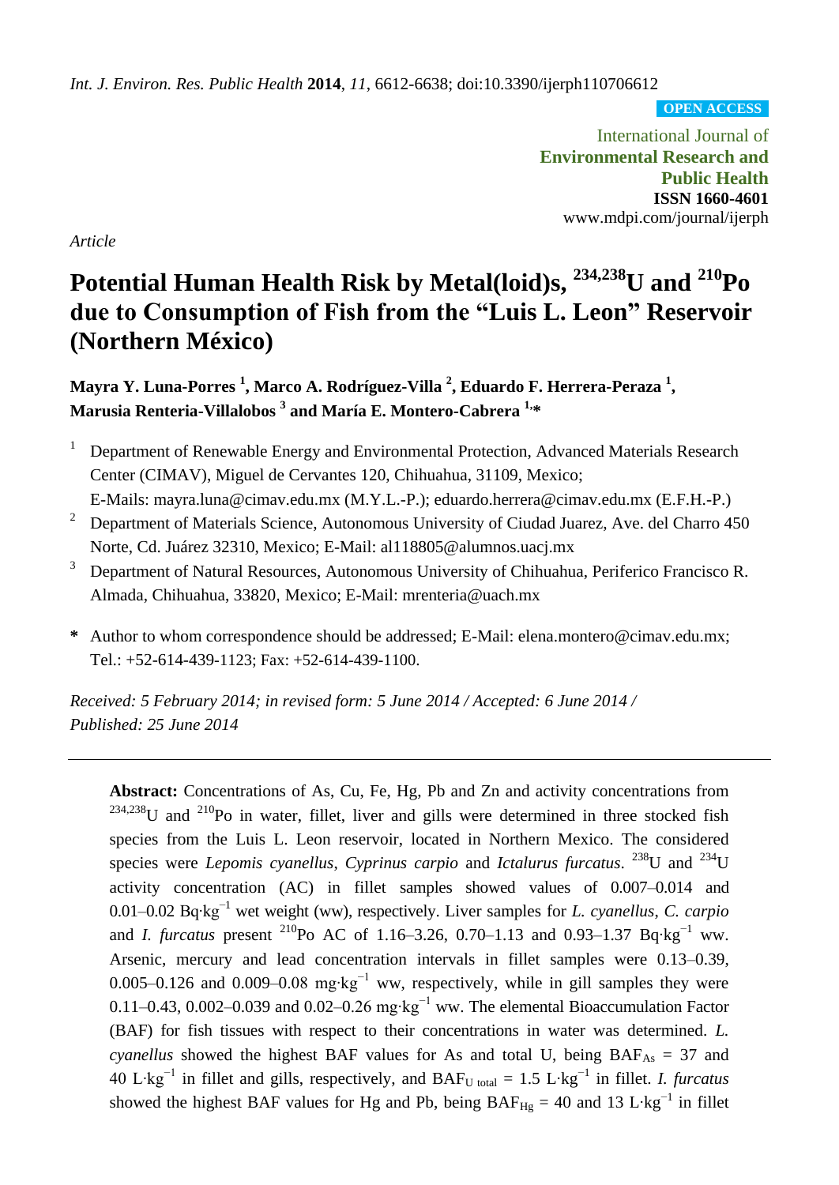*Int. J. Environ. Res. Public Health* **2014**, *11*, 6612-6638; doi:10.3390/ijerph110706612

**OPEN ACCESS**

International Journal of
**Environmental Research and Public Health**
**ISSN 1660-4601**
www.mdpi.com/journal/ijerph

*Article*

# Potential Human Health Risk by Metal(loid)s, $^{234,238}$U and $^{210}$Po due to Consumption of Fish from the "Luis L. Leon" Reservoir (Northern México)

**Mayra Y. Luna-Porres [1], Marco A. Rodríguez-Villa [2], Eduardo F. Herrera-Peraza [1], Marusia Renteria-Villalobos [3] and María E. Montero-Cabrera [1,*]**

1. Department of Renewable Energy and Environmental Protection, Advanced Materials Research Center (CIMAV), Miguel de Cervantes 120, Chihuahua, 31109, Mexico; E-Mails: mayra.luna@cimav.edu.mx (M.Y.L.-P.); eduardo.herrera@cimav.edu.mx (E.F.H.-P.)
2. Department of Materials Science, Autonomous University of Ciudad Juarez, Ave. del Charro 450 Norte, Cd. Juárez 32310, Mexico; E-Mail: al118805@alumnos.uacj.mx
3. Department of Natural Resources, Autonomous University of Chihuahua, Periferico Francisco R. Almada, Chihuahua, 33820, Mexico; E-Mail: mrenteria@uach.mx

**\*** Author to whom correspondence should be addressed; E-Mail: elena.montero@cimav.edu.mx; Tel.: +52-614-439-1123; Fax: +52-614-439-1100.

*Received: 5 February 2014; in revised form: 5 June 2014 / Accepted: 6 June 2014 / Published: 25 June 2014*

---

**Abstract:** Concentrations of As, Cu, Fe, Hg, Pb and Zn and activity concentrations from $^{234,238}$U and $^{210}$Po in water, fillet, liver and gills were determined in three stocked fish species from the Luis L. Leon reservoir, located in Northern Mexico. The considered species were *Lepomis cyanellus*, *Cyprinus carpio* and *Ictalurus furcatus*. $^{238}$U and $^{234}$U activity concentration (AC) in fillet samples showed values of 0.007–0.014 and 0.01–0.02 Bq·kg$^{-1}$ wet weight (ww), respectively. Liver samples for *L. cyanellus*, *C. carpio* and *I. furcatus* present $^{210}$Po AC of 1.16–3.26, 0.70–1.13 and 0.93–1.37 Bq·kg$^{-1}$ ww. Arsenic, mercury and lead concentration intervals in fillet samples were 0.13–0.39, 0.005–0.126 and 0.009–0.08 mg·kg$^{-1}$ ww, respectively, while in gill samples they were 0.11–0.43, 0.002–0.039 and 0.02–0.26 mg·kg$^{-1}$ ww. The elemental Bioaccumulation Factor (BAF) for fish tissues with respect to their concentrations in water was determined. *L. cyanellus* showed the highest BAF values for As and total U, being $BAF_{As}$ = 37 and 40 L·kg$^{-1}$ in fillet and gills, respectively, and $BAF_{U\ total}$ = 1.5 L·kg$^{-1}$ in fillet. *I. furcatus* showed the highest BAF values for Hg and Pb, being $BAF_{Hg}$ = 40 and 13 L·kg$^{-1}$ in fillet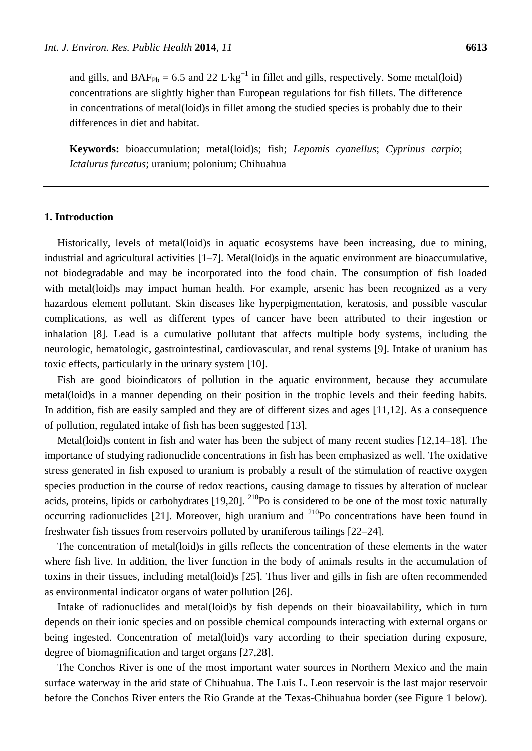and gills, and $BAF_{Pb}$ = 6.5 and 22 $L{\cdot}kg^{-1}$ in fillet and gills, respectively. Some metal(loid) concentrations are slightly higher than European regulations for fish fillets. The difference in concentrations of metal(loid)s in fillet among the studied species is probably due to their differences in diet and habitat.

**Keywords:** bioaccumulation; metal(loid)s; fish; *Lepomis cyanellus*; *Cyprinus carpio*; *Ictalurus furcatus*; uranium; polonium; Chihuahua

## 1. Introduction

Historically, levels of metal(loid)s in aquatic ecosystems have been increasing, due to mining, industrial and agricultural activities [1–7]. Metal(loid)s in the aquatic environment are bioaccumulative, not biodegradable and may be incorporated into the food chain. The consumption of fish loaded with metal(loid)s may impact human health. For example, arsenic has been recognized as a very hazardous element pollutant. Skin diseases like hyperpigmentation, keratosis, and possible vascular complications, as well as different types of cancer have been attributed to their ingestion or inhalation [8]. Lead is a cumulative pollutant that affects multiple body systems, including the neurologic, hematologic, gastrointestinal, cardiovascular, and renal systems [9]. Intake of uranium has toxic effects, particularly in the urinary system [10].

Fish are good bioindicators of pollution in the aquatic environment, because they accumulate metal(loid)s in a manner depending on their position in the trophic levels and their feeding habits. In addition, fish are easily sampled and they are of different sizes and ages [11,12]. As a consequence of pollution, regulated intake of fish has been suggested [13].

Metal(loid)s content in fish and water has been the subject of many recent studies [12,14–18]. The importance of studying radionuclide concentrations in fish has been emphasized as well. The oxidative stress generated in fish exposed to uranium is probably a result of the stimulation of reactive oxygen species production in the course of redox reactions, causing damage to tissues by alteration of nuclear acids, proteins, lipids or carbohydrates [19,20]. $^{210}$Po is considered to be one of the most toxic naturally occurring radionuclides [21]. Moreover, high uranium and $^{210}$Po concentrations have been found in freshwater fish tissues from reservoirs polluted by uraniferous tailings [22–24].

The concentration of metal(loid)s in gills reflects the concentration of these elements in the water where fish live. In addition, the liver function in the body of animals results in the accumulation of toxins in their tissues, including metal(loid)s [25]. Thus liver and gills in fish are often recommended as environmental indicator organs of water pollution [26].

Intake of radionuclides and metal(loid)s by fish depends on their bioavailability, which in turn depends on their ionic species and on possible chemical compounds interacting with external organs or being ingested. Concentration of metal(loid)s vary according to their speciation during exposure, degree of biomagnification and target organs [27,28].

The Conchos River is one of the most important water sources in Northern Mexico and the main surface waterway in the arid state of Chihuahua. The Luis L. Leon reservoir is the last major reservoir before the Conchos River enters the Rio Grande at the Texas-Chihuahua border (see Figure 1 below).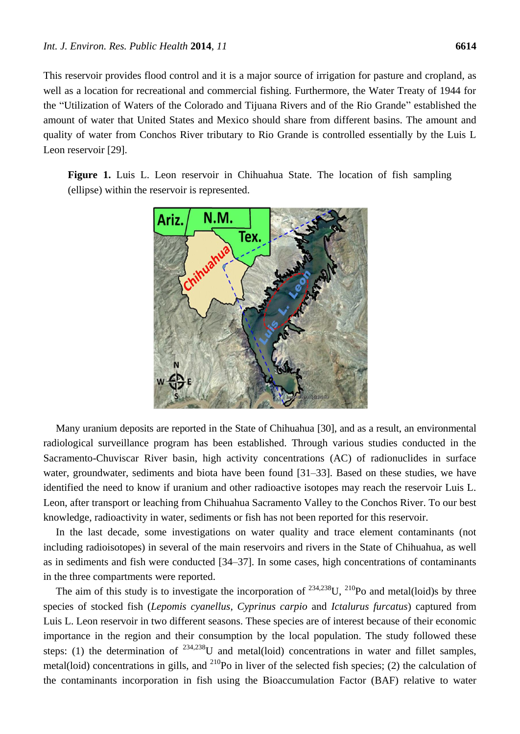This reservoir provides flood control and it is a major source of irrigation for pasture and cropland, as well as a location for recreational and commercial fishing. Furthermore, the Water Treaty of 1944 for the "Utilization of Waters of the Colorado and Tijuana Rivers and of the Rio Grande" established the amount of water that United States and Mexico should share from different basins. The amount and quality of water from Conchos River tributary to Rio Grande is controlled essentially by the Luis L Leon reservoir [29].

**Figure 1.** Luis L. Leon reservoir in Chihuahua State. The location of fish sampling (ellipse) within the reservoir is represented.

Many uranium deposits are reported in the State of Chihuahua [30], and as a result, an environmental radiological surveillance program has been established. Through various studies conducted in the Sacramento-Chuviscar River basin, high activity concentrations (AC) of radionuclides in surface water, groundwater, sediments and biota have been found [31–33]. Based on these studies, we have identified the need to know if uranium and other radioactive isotopes may reach the reservoir Luis L. Leon, after transport or leaching from Chihuahua Sacramento Valley to the Conchos River. To our best knowledge, radioactivity in water, sediments or fish has not been reported for this reservoir.

In the last decade, some investigations on water quality and trace element contaminants (not including radioisotopes) in several of the main reservoirs and rivers in the State of Chihuahua, as well as in sediments and fish were conducted [34–37]. In some cases, high concentrations of contaminants in the three compartments were reported.

The aim of this study is to investigate the incorporation of $^{234,238}$U, $^{210}$Po and metal(loid)s by three species of stocked fish (*Lepomis cyanellus*, *Cyprinus carpio* and *Ictalurus furcatus*) captured from Luis L. Leon reservoir in two different seasons. These species are of interest because of their economic importance in the region and their consumption by the local population. The study followed these steps: (1) the determination of $^{234,238}$U and metal(loid) concentrations in water and fillet samples, metal(loid) concentrations in gills, and $^{210}$Po in liver of the selected fish species; (2) the calculation of the contaminants incorporation in fish using the Bioaccumulation Factor (BAF) relative to water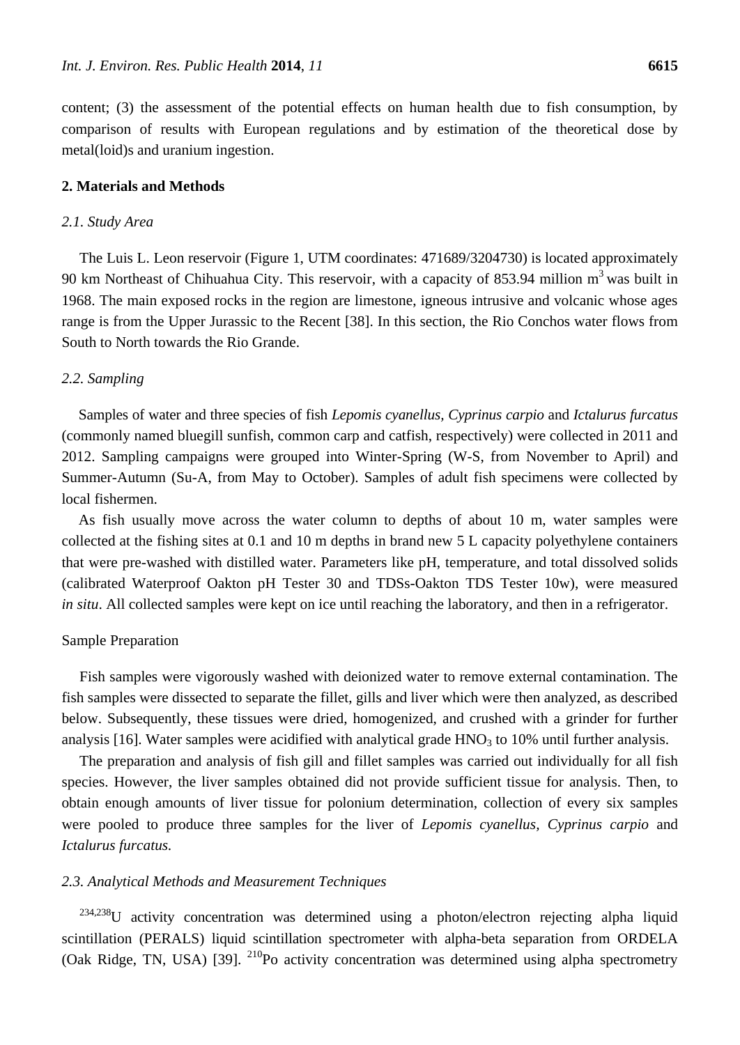content; (3) the assessment of the potential effects on human health due to fish consumption, by comparison of results with European regulations and by estimation of the theoretical dose by metal(loid)s and uranium ingestion.

## 2. Materials and Methods

### *2.1. Study Area*

The Luis L. Leon reservoir (Figure 1, UTM coordinates: 471689/3204730) is located approximately 90 km Northeast of Chihuahua City. This reservoir, with a capacity of 853.94 million $m^3$ was built in 1968. The main exposed rocks in the region are limestone, igneous intrusive and volcanic whose ages range is from the Upper Jurassic to the Recent [38]. In this section, the Rio Conchos water flows from South to North towards the Rio Grande.

### *2.2. Sampling*

Samples of water and three species of fish *Lepomis cyanellus*, *Cyprinus carpio* and *Ictalurus furcatus* (commonly named bluegill sunfish, common carp and catfish, respectively) were collected in 2011 and 2012. Sampling campaigns were grouped into Winter-Spring (W-S, from November to April) and Summer-Autumn (Su-A, from May to October). Samples of adult fish specimens were collected by local fishermen.

As fish usually move across the water column to depths of about 10 m, water samples were collected at the fishing sites at 0.1 and 10 m depths in brand new 5 L capacity polyethylene containers that were pre-washed with distilled water. Parameters like pH, temperature, and total dissolved solids (calibrated Waterproof Oakton pH Tester 30 and TDSs-Oakton TDS Tester 10w), were measured *in situ*. All collected samples were kept on ice until reaching the laboratory, and then in a refrigerator.

#### Sample Preparation

Fish samples were vigorously washed with deionized water to remove external contamination. The fish samples were dissected to separate the fillet, gills and liver which were then analyzed, as described below. Subsequently, these tissues were dried, homogenized, and crushed with a grinder for further analysis [16]. Water samples were acidified with analytical grade $HNO_3$ to 10% until further analysis.

The preparation and analysis of fish gill and fillet samples was carried out individually for all fish species. However, the liver samples obtained did not provide sufficient tissue for analysis. Then, to obtain enough amounts of liver tissue for polonium determination, collection of every six samples were pooled to produce three samples for the liver of *Lepomis cyanellus, Cyprinus carpio* and *Ictalurus furcatus.*

### *2.3. Analytical Methods and Measurement Techniques*

$^{234,238}U$ activity concentration was determined using a photon/electron rejecting alpha liquid scintillation (PERALS) liquid scintillation spectrometer with alpha-beta separation from ORDELA (Oak Ridge, TN, USA) [39]. $^{210}Po$ activity concentration was determined using alpha spectrometry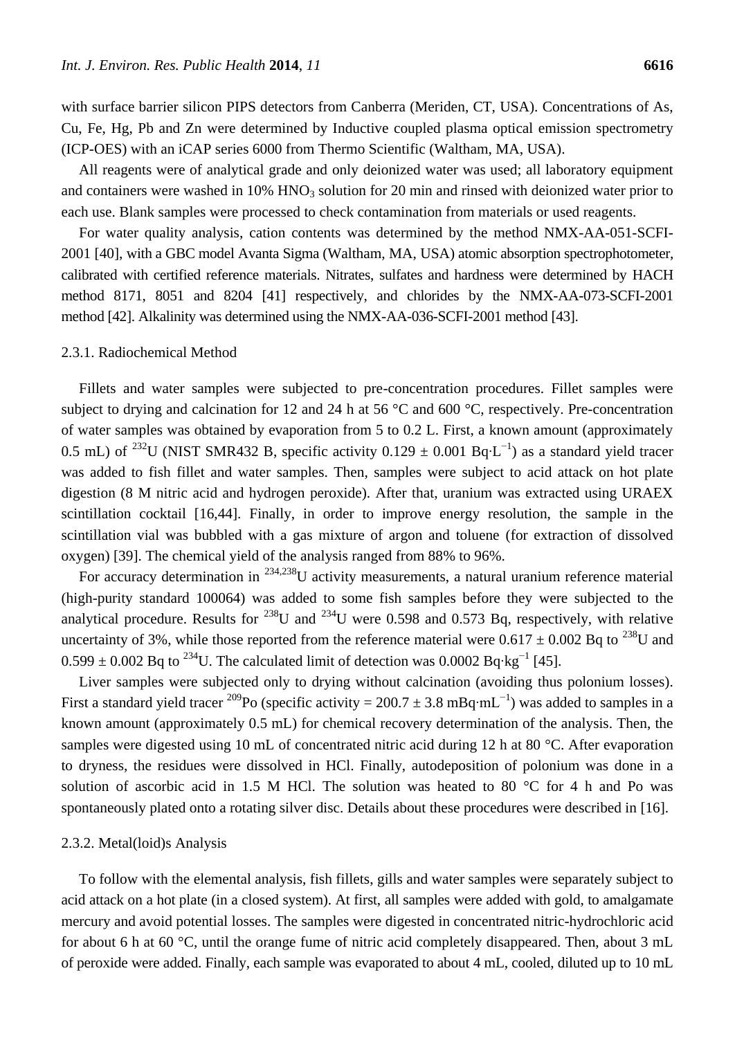with surface barrier silicon PIPS detectors from Canberra (Meriden, CT, USA). Concentrations of As, Cu, Fe, Hg, Pb and Zn were determined by Inductive coupled plasma optical emission spectrometry (ICP-OES) with an iCAP series 6000 from Thermo Scientific (Waltham, MA, USA).

All reagents were of analytical grade and only deionized water was used; all laboratory equipment and containers were washed in 10% $HNO_3$ solution for 20 min and rinsed with deionized water prior to each use. Blank samples were processed to check contamination from materials or used reagents.

For water quality analysis, cation contents was determined by the method NMX-AA-051-SCFI-2001 [40], with a GBC model Avanta Sigma (Waltham, MA, USA) atomic absorption spectrophotometer, calibrated with certified reference materials. Nitrates, sulfates and hardness were determined by HACH method 8171, 8051 and 8204 [41] respectively, and chlorides by the NMX-AA-073-SCFI-2001 method [42]. Alkalinity was determined using the NMX-AA-036-SCFI-2001 method [43].

### 2.3.1. Radiochemical Method

Fillets and water samples were subjected to pre-concentration procedures. Fillet samples were subject to drying and calcination for 12 and 24 h at 56 °C and 600 °C, respectively. Pre-concentration of water samples was obtained by evaporation from 5 to 0.2 L. First, a known amount (approximately 0.5 mL) of $^{232}$U (NIST SMR432 B, specific activity $0.129 \pm 0.001$ Bq·L$^{-1}$) as a standard yield tracer was added to fish fillet and water samples. Then, samples were subject to acid attack on hot plate digestion (8 M nitric acid and hydrogen peroxide). After that, uranium was extracted using URAEX scintillation cocktail [16,44]. Finally, in order to improve energy resolution, the sample in the scintillation vial was bubbled with a gas mixture of argon and toluene (for extraction of dissolved oxygen) [39]. The chemical yield of the analysis ranged from 88% to 96%.

For accuracy determination in $^{234,238}$U activity measurements, a natural uranium reference material (high-purity standard 100064) was added to some fish samples before they were subjected to the analytical procedure. Results for $^{238}$U and $^{234}$U were 0.598 and 0.573 Bq, respectively, with relative uncertainty of 3%, while those reported from the reference material were $0.617 \pm 0.002$ Bq to $^{238}$U and $0.599 \pm 0.002$ Bq to $^{234}$U. The calculated limit of detection was 0.0002 Bq·kg$^{-1}$ [45].

Liver samples were subjected only to drying without calcination (avoiding thus polonium losses). First a standard yield tracer $^{209}$Po (specific activity = $200.7 \pm 3.8$ mBq·mL$^{-1}$) was added to samples in a known amount (approximately 0.5 mL) for chemical recovery determination of the analysis. Then, the samples were digested using 10 mL of concentrated nitric acid during 12 h at 80 °C. After evaporation to dryness, the residues were dissolved in HCl. Finally, autodeposition of polonium was done in a solution of ascorbic acid in 1.5 M HCl. The solution was heated to 80 °C for 4 h and Po was spontaneously plated onto a rotating silver disc. Details about these procedures were described in [16].

### 2.3.2. Metal(loid)s Analysis

To follow with the elemental analysis, fish fillets, gills and water samples were separately subject to acid attack on a hot plate (in a closed system). At first, all samples were added with gold, to amalgamate mercury and avoid potential losses. The samples were digested in concentrated nitric-hydrochloric acid for about 6 h at 60 °C, until the orange fume of nitric acid completely disappeared. Then, about 3 mL of peroxide were added. Finally, each sample was evaporated to about 4 mL, cooled, diluted up to 10 mL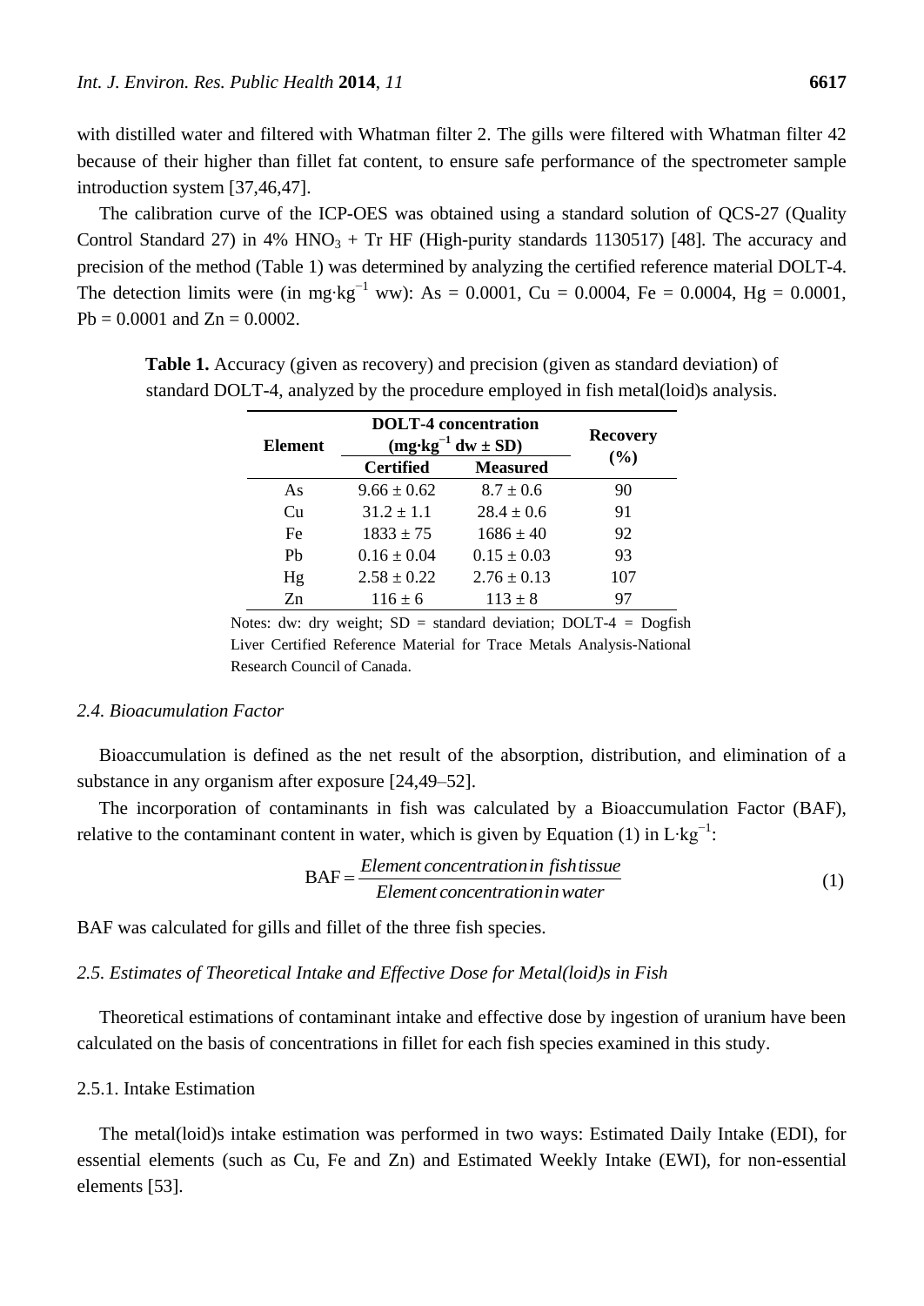with distilled water and filtered with Whatman filter 2. The gills were filtered with Whatman filter 42 because of their higher than fillet fat content, to ensure safe performance of the spectrometer sample introduction system [37,46,47].

The calibration curve of the ICP-OES was obtained using a standard solution of QCS-27 (Quality Control Standard 27) in 4% $HNO_3$ + Tr HF (High-purity standards 1130517) [48]. The accuracy and precision of the method (Table 1) was determined by analyzing the certified reference material DOLT-4. The detection limits were (in $mg \cdot kg^{-1}$ ww): As = 0.0001, Cu = 0.0004, Fe = 0.0004, Hg = 0.0001, Pb = 0.0001 and Zn = 0.0002.

**Table 1.** Accuracy (given as recovery) and precision (given as standard deviation) of standard DOLT-4, analyzed by the procedure employed in fish metal(loid)s analysis.

| Element | DOLT-4 concentration ($mg \cdot kg^{-1}$ dw ± SD) | | Recovery (%) |
|---|---|---|---|
| | Certified | Measured | |
| As | 9.66 ± 0.62 | 8.7 ± 0.6 | 90 |
| Cu | 31.2 ± 1.1 | 28.4 ± 0.6 | 91 |
| Fe | 1833 ± 75 | 1686 ± 40 | 92 |
| Pb | 0.16 ± 0.04 | 0.15 ± 0.03 | 93 |
| Hg | 2.58 ± 0.22 | 2.76 ± 0.13 | 107 |
| Zn | 116 ± 6 | 113 ± 8 | 97 |

Notes: dw: dry weight; SD = standard deviation; DOLT-4 = Dogfish Liver Certified Reference Material for Trace Metals Analysis-National Research Council of Canada.

### 2.4. Bioacumulation Factor

Bioaccumulation is defined as the net result of the absorption, distribution, and elimination of a substance in any organism after exposure [24,49–52].

The incorporation of contaminants in fish was calculated by a Bioaccumulation Factor (BAF), relative to the contaminant content in water, which is given by Equation (1) in $L \cdot kg^{-1}$:

$$\mathrm{BAF} = \frac{\textit{Element concentration in fish tissue}}{\textit{Element concentration in water}} \quad (1)$$

BAF was calculated for gills and fillet of the three fish species.

### 2.5. Estimates of Theoretical Intake and Effective Dose for Metal(loid)s in Fish

Theoretical estimations of contaminant intake and effective dose by ingestion of uranium have been calculated on the basis of concentrations in fillet for each fish species examined in this study.

#### 2.5.1. Intake Estimation

The metal(loid)s intake estimation was performed in two ways: Estimated Daily Intake (EDI), for essential elements (such as Cu, Fe and Zn) and Estimated Weekly Intake (EWI), for non-essential elements [53].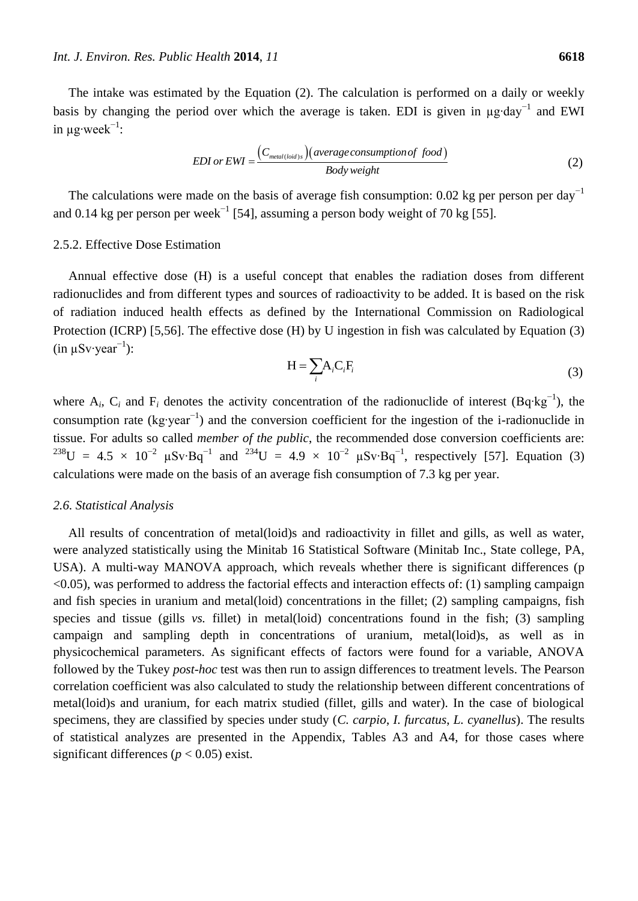The intake was estimated by the Equation (2). The calculation is performed on a daily or weekly basis by changing the period over which the average is taken. EDI is given in $\mu g \cdot day^{-1}$ and EWI in $\mu g \cdot week^{-1}$:

$$EDI\ or\ EWI = \frac{\left(C_{metal(loid)s}\right)\left(average\ consumption\ of\ \ food\right)}{Body\ weight} \tag{2}$$

The calculations were made on the basis of average fish consumption: 0.02 kg per person per $day^{-1}$ and 0.14 kg per person per $week^{-1}$ [54], assuming a person body weight of 70 kg [55].

### 2.5.2. Effective Dose Estimation

Annual effective dose (H) is a useful concept that enables the radiation doses from different radionuclides and from different types and sources of radioactivity to be added. It is based on the risk of radiation induced health effects as defined by the International Commission on Radiological Protection (ICRP) [5,56]. The effective dose (H) by U ingestion in fish was calculated by Equation (3) (in $\mu Sv \cdot year^{-1}$):

$$\mathrm{H} = \sum_{i} \mathrm{A}_i \mathrm{C}_i \mathrm{F}_i \tag{3}$$

where $A_i$, $C_i$ and $F_i$ denotes the activity concentration of the radionuclide of interest ($Bq \cdot kg^{-1}$), the consumption rate ($kg \cdot year^{-1}$) and the conversion coefficient for the ingestion of the i-radionuclide in tissue. For adults so called *member of the public*, the recommended dose conversion coefficients are: $^{238}U = 4.5 \times 10^{-2}\ \mu Sv \cdot Bq^{-1}$ and $^{234}U = 4.9 \times 10^{-2}\ \mu Sv \cdot Bq^{-1}$, respectively [57]. Equation (3) calculations were made on the basis of an average fish consumption of 7.3 kg per year.

### *2.6. Statistical Analysis*

All results of concentration of metal(loid)s and radioactivity in fillet and gills, as well as water, were analyzed statistically using the Minitab 16 Statistical Software (Minitab Inc., State college, PA, USA). A multi-way MANOVA approach, which reveals whether there is significant differences ($p < 0.05$), was performed to address the factorial effects and interaction effects of: (1) sampling campaign and fish species in uranium and metal(loid) concentrations in the fillet; (2) sampling campaigns, fish species and tissue (gills *vs.* fillet) in metal(loid) concentrations found in the fish; (3) sampling campaign and sampling depth in concentrations of uranium, metal(loid)s, as well as in physicochemical parameters. As significant effects of factors were found for a variable, ANOVA followed by the Tukey *post-hoc* test was then run to assign differences to treatment levels. The Pearson correlation coefficient was also calculated to study the relationship between different concentrations of metal(loid)s and uranium, for each matrix studied (fillet, gills and water). In the case of biological specimens, they are classified by species under study (*C. carpio*, *I. furcatus*, *L. cyanellus*). The results of statistical analyzes are presented in the Appendix, Tables A3 and A4, for those cases where significant differences ($p < 0.05$) exist.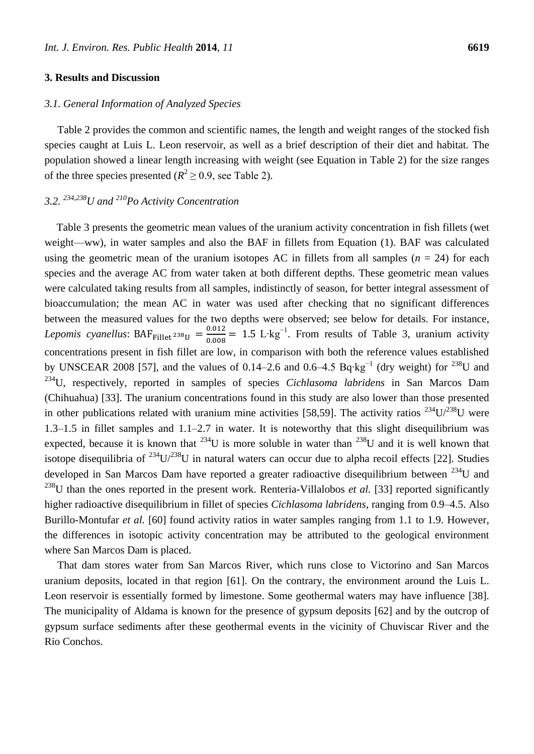## 3. Results and Discussion

### 3.1. General Information of Analyzed Species

Table 2 provides the common and scientific names, the length and weight ranges of the stocked fish species caught at Luis L. Leon reservoir, as well as a brief description of their diet and habitat. The population showed a linear length increasing with weight (see Equation in Table 2) for the size ranges of the three species presented ($R^2 \geq 0.9$, see Table 2).

### 3.2. $^{234,238}U$ and $^{210}Po$ Activity Concentration

Table 3 presents the geometric mean values of the uranium activity concentration in fish fillets (wet weight—ww), in water samples and also the BAF in fillets from Equation (1). BAF was calculated using the geometric mean of the uranium isotopes AC in fillets from all samples ($n$ = 24) for each species and the average AC from water taken at both different depths. These geometric mean values were calculated taking results from all samples, indistinctly of season, for better integral assessment of bioaccumulation; the mean AC in water was used after checking that no significant differences between the measured values for the two depths were observed; see below for details. For instance, *Lepomis cyanellus*: $\mathrm{BAF}_{\mathrm{Fillet}\,^{238}\mathrm{U}} = \frac{0.012}{0.008} = 1.5\ \mathrm{L \cdot kg^{-1}}$. From results of Table 3, uranium activity concentrations present in fish fillet are low, in comparison with both the reference values established by UNSCEAR 2008 [57], and the values of 0.14–2.6 and 0.6–4.5 $\mathrm{Bq \cdot kg^{-1}}$ (dry weight) for $^{238}$U and $^{234}$U, respectively, reported in samples of species *Cichlasoma labridens* in San Marcos Dam (Chihuahua) [33]. The uranium concentrations found in this study are also lower than those presented in other publications related with uranium mine activities [58,59]. The activity ratios $^{234}$U/$^{238}$U were 1.3–1.5 in fillet samples and 1.1–2.7 in water. It is noteworthy that this slight disequilibrium was expected, because it is known that $^{234}$U is more soluble in water than $^{238}$U and it is well known that isotope disequilibria of $^{234}$U/$^{238}$U in natural waters can occur due to alpha recoil effects [22]. Studies developed in San Marcos Dam have reported a greater radioactive disequilibrium between $^{234}$U and $^{238}$U than the ones reported in the present work. Renteria-Villalobos *et al.* [33] reported significantly higher radioactive disequilibrium in fillet of species *Cichlasoma labridens*, ranging from 0.9–4.5. Also Burillo-Montufar *et al.* [60] found activity ratios in water samples ranging from 1.1 to 1.9. However, the differences in isotopic activity concentration may be attributed to the geological environment where San Marcos Dam is placed.

That dam stores water from San Marcos River, which runs close to Victorino and San Marcos uranium deposits, located in that region [61]. On the contrary, the environment around the Luis L. Leon reservoir is essentially formed by limestone. Some geothermal waters may have influence [38]. The municipality of Aldama is known for the presence of gypsum deposits [62] and by the outcrop of gypsum surface sediments after these geothermal events in the vicinity of Chuviscar River and the Rio Conchos.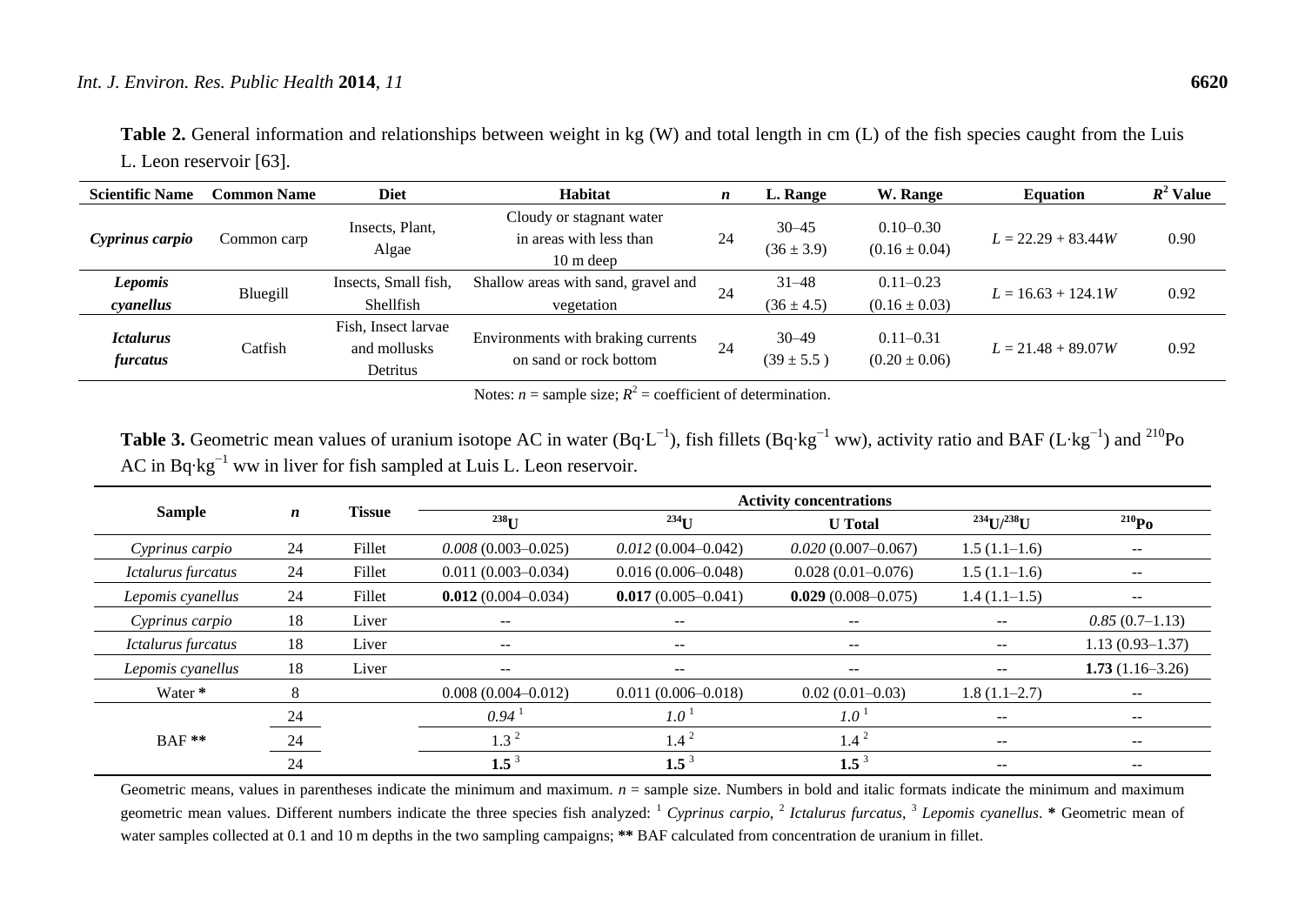**Table 2.** General information and relationships between weight in kg (W) and total length in cm (L) of the fish species caught from the Luis L. Leon reservoir [63].

| Scientific Name | Common Name | Diet | Habitat | *n* | L. Range | W. Range | Equation | $R^2$ Value |
|---|---|---|---|---|---|---|---|---|
| ***Cyprinus carpio*** | Common carp | Insects, Plant, Algae | Cloudy or stagnant water in areas with less than 10 m deep | 24 | 30–45 (36 ± 3.9) | 0.10–0.30 (0.16 ± 0.04) | $L = 22.29 + 83.44W$ | 0.90 |
| ***Lepomis cyanellus*** | Bluegill | Insects, Small fish, Shellfish | Shallow areas with sand, gravel and vegetation | 24 | 31–48 (36 ± 4.5) | 0.11–0.23 (0.16 ± 0.03) | $L = 16.63 + 124.1W$ | 0.92 |
| ***Ictalurus furcatus*** | Catfish | Fish, Insect larvae and mollusks Detritus | Environments with braking currents on sand or rock bottom | 24 | 30–49 (39 ± 5.5 ) | 0.11–0.31 (0.20 ± 0.06) | $L = 21.48 + 89.07W$ | 0.92 |

Notes: *n* = sample size; $R^2$ = coefficient of determination.

**Table 3.** Geometric mean values of uranium isotope AC in water ($Bq \cdot L^{-1}$), fish fillets ($Bq \cdot kg^{-1}$ ww), activity ratio and BAF ($L \cdot kg^{-1}$) and $^{210}Po$ AC in $Bq \cdot kg^{-1}$ ww in liver for fish sampled at Luis L. Leon reservoir.

| Sample | *n* | Tissue | Activity concentrations | | | | |
|---|---|---|---|---|---|---|---|
| | | | $^{238}U$ | $^{234}U$ | U Total | $^{234}U/^{238}U$ | $^{210}Po$ |
| *Cyprinus carpio* | 24 | Fillet | *0.008* (0.003–0.025) | *0.012* (0.004–0.042) | *0.020* (0.007–0.067) | 1.5 (1.1–1.6) | -- |
| *Ictalurus furcatus* | 24 | Fillet | 0.011 (0.003–0.034) | 0.016 (0.006–0.048) | 0.028 (0.01–0.076) | 1.5 (1.1–1.6) | -- |
| *Lepomis cyanellus* | 24 | Fillet | **0.012** (0.004–0.034) | **0.017** (0.005–0.041) | **0.029** (0.008–0.075) | 1.4 (1.1–1.5) | -- |
| *Cyprinus carpio* | 18 | Liver | -- | -- | -- | -- | *0.85* (0.7–1.13) |
| *Ictalurus furcatus* | 18 | Liver | -- | -- | -- | -- | 1.13 (0.93–1.37) |
| *Lepomis cyanellus* | 18 | Liver | -- | -- | -- | -- | **1.73** (1.16–3.26) |
| Water * | 8 | | 0.008 (0.004–0.012) | 0.011 (0.006–0.018) | 0.02 (0.01–0.03) | 1.8 (1.1–2.7) | -- |
| BAF ** | 24 | | *0.94* [1] | *1.0* [1] | *1.0* [1] | -- | -- |
| | 24 | | 1.3 [2] | 1.4 [2] | 1.4 [2] | -- | -- |
| | 24 | | **1.5** [3] | **1.5** [3] | **1.5** [3] | -- | -- |

Geometric means, values in parentheses indicate the minimum and maximum. *n* = sample size. Numbers in bold and italic formats indicate the minimum and maximum geometric mean values. Different numbers indicate the three species fish analyzed: [1] *Cyprinus carpio*, [2] *Ictalurus furcatus*, [3] *Lepomis cyanellus*. * Geometric mean of water samples collected at 0.1 and 10 m depths in the two sampling campaigns; ** BAF calculated from concentration de uranium in fillet.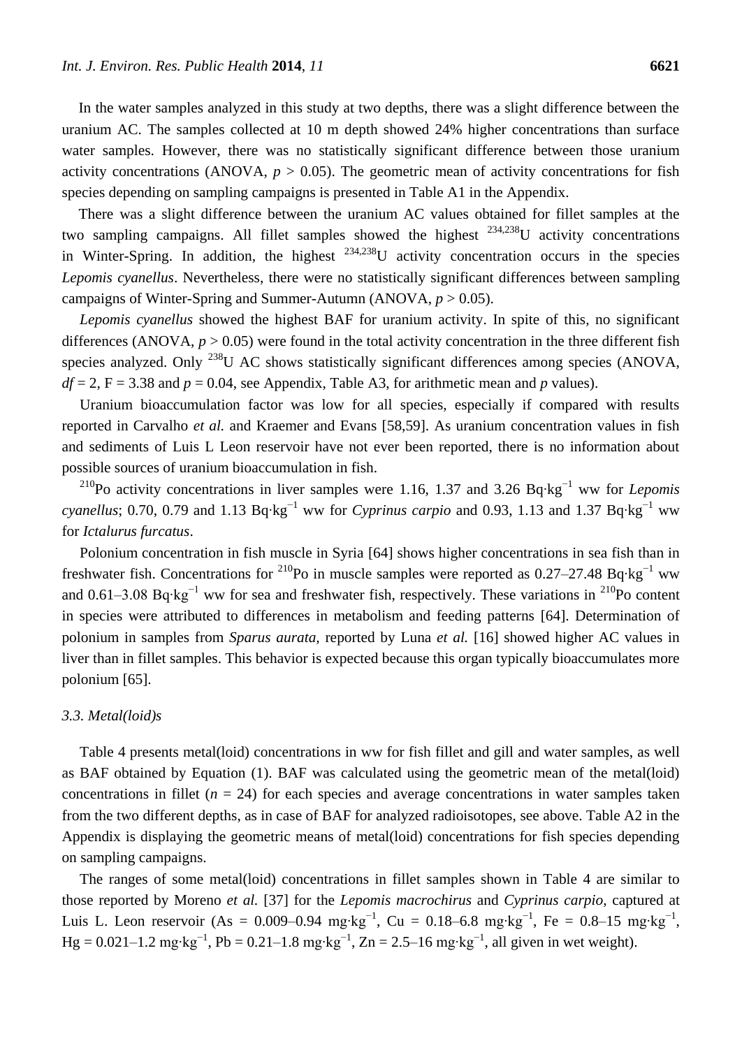In the water samples analyzed in this study at two depths, there was a slight difference between the uranium AC. The samples collected at 10 m depth showed 24% higher concentrations than surface water samples. However, there was no statistically significant difference between those uranium activity concentrations (ANOVA, $p > 0.05$). The geometric mean of activity concentrations for fish species depending on sampling campaigns is presented in Table A1 in the Appendix.

There was a slight difference between the uranium AC values obtained for fillet samples at the two sampling campaigns. All fillet samples showed the highest $^{234,238}U$ activity concentrations in Winter-Spring. In addition, the highest $^{234,238}U$ activity concentration occurs in the species *Lepomis cyanellus*. Nevertheless, there were no statistically significant differences between sampling campaigns of Winter-Spring and Summer-Autumn (ANOVA, $p > 0.05$).

*Lepomis cyanellus* showed the highest BAF for uranium activity. In spite of this, no significant differences (ANOVA, $p > 0.05$) were found in the total activity concentration in the three different fish species analyzed. Only $^{238}U$ AC shows statistically significant differences among species (ANOVA, $df = 2$, $F = 3.38$ and $p = 0.04$, see Appendix, Table A3, for arithmetic mean and $p$ values).

Uranium bioaccumulation factor was low for all species, especially if compared with results reported in Carvalho *et al.* and Kraemer and Evans [58,59]. As uranium concentration values in fish and sediments of Luis L Leon reservoir have not ever been reported, there is no information about possible sources of uranium bioaccumulation in fish.

$^{210}Po$ activity concentrations in liver samples were 1.16, 1.37 and 3.26 $Bq \cdot kg^{-1}$ ww for *Lepomis cyanellus*; 0.70, 0.79 and 1.13 $Bq \cdot kg^{-1}$ ww for *Cyprinus carpio* and 0.93, 1.13 and 1.37 $Bq \cdot kg^{-1}$ ww for *Ictalurus furcatus*.

Polonium concentration in fish muscle in Syria [64] shows higher concentrations in sea fish than in freshwater fish. Concentrations for $^{210}Po$ in muscle samples were reported as 0.27–27.48 $Bq \cdot kg^{-1}$ ww and 0.61–3.08 $Bq \cdot kg^{-1}$ ww for sea and freshwater fish, respectively. These variations in $^{210}Po$ content in species were attributed to differences in metabolism and feeding patterns [64]. Determination of polonium in samples from *Sparus aurata,* reported by Luna *et al.* [16] showed higher AC values in liver than in fillet samples. This behavior is expected because this organ typically bioaccumulates more polonium [65].

### 3.3. Metal(loid)s

Table 4 presents metal(loid) concentrations in ww for fish fillet and gill and water samples, as well as BAF obtained by Equation (1). BAF was calculated using the geometric mean of the metal(loid) concentrations in fillet ($n = 24$) for each species and average concentrations in water samples taken from the two different depths, as in case of BAF for analyzed radioisotopes, see above. Table A2 in the Appendix is displaying the geometric means of metal(loid) concentrations for fish species depending on sampling campaigns.

The ranges of some metal(loid) concentrations in fillet samples shown in Table 4 are similar to those reported by Moreno *et al.* [37] for the *Lepomis macrochirus* and *Cyprinus carpio*, captured at Luis L. Leon reservoir (As = 0.009–0.94 $mg \cdot kg^{-1}$, Cu = 0.18–6.8 $mg \cdot kg^{-1}$, Fe = 0.8–15 $mg \cdot kg^{-1}$, Hg = 0.021–1.2 $mg \cdot kg^{-1}$, Pb = 0.21–1.8 $mg \cdot kg^{-1}$, Zn = 2.5–16 $mg \cdot kg^{-1}$, all given in wet weight).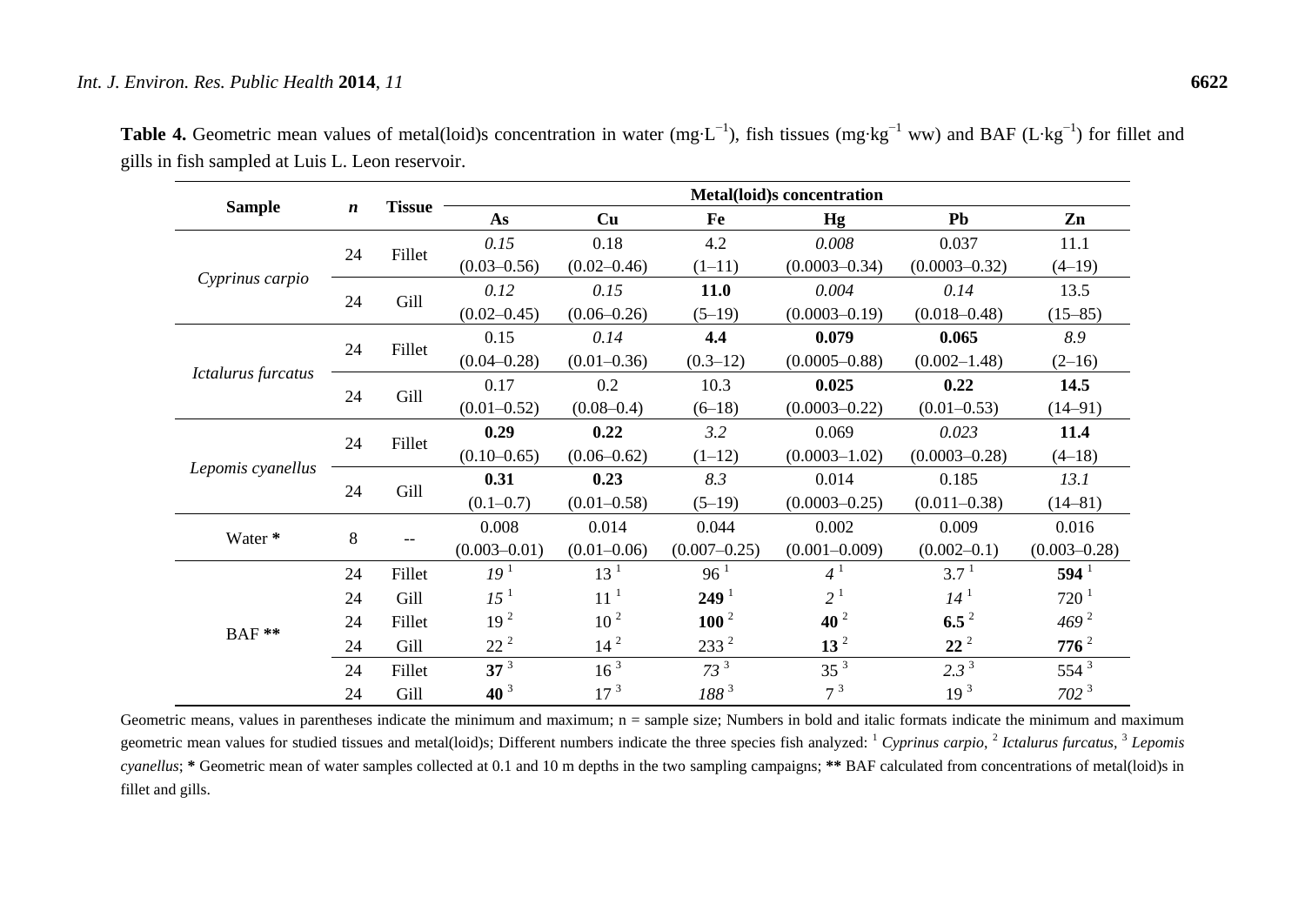**Table 4.** Geometric mean values of metal(loid)s concentration in water (mg·L$^{-1}$), fish tissues (mg·kg$^{-1}$ ww) and BAF (L·kg$^{-1}$) for fillet and gills in fish sampled at Luis L. Leon reservoir.

| Sample | *n* | Tissue | Metal(loid)s concentration | | | | | |
|---|---|---|---|---|---|---|---|---|
| | | | **As** | **Cu** | **Fe** | **Hg** | **Pb** | **Zn** |
| *Cyprinus carpio* | 24 | Fillet | *0.15* (0.03–0.56) | 0.18 (0.02–0.46) | 4.2 (1–11) | *0.008* (0.0003–0.34) | 0.037 (0.0003–0.32) | 11.1 (4–19) |
| | 24 | Gill | *0.12* (0.02–0.45) | *0.15* (0.06–0.26) | **11.0** (5–19) | *0.004* (0.0003–0.19) | *0.14* (0.018–0.48) | 13.5 (15–85) |
| *Ictalurus furcatus* | 24 | Fillet | 0.15 (0.04–0.28) | *0.14* (0.01–0.36) | **4.4** (0.3–12) | **0.079** (0.0005–0.88) | **0.065** (0.002–1.48) | *8.9* (2–16) |
| | 24 | Gill | 0.17 (0.01–0.52) | 0.2 (0.08–0.4) | 10.3 (6–18) | **0.025** (0.0003–0.22) | **0.22** (0.01–0.53) | **14.5** (14–91) |
| *Lepomis cyanellus* | 24 | Fillet | **0.29** (0.10–0.65) | **0.22** (0.06–0.62) | *3.2* (1–12) | 0.069 (0.0003–1.02) | *0.023* (0.0003–0.28) | **11.4** (4–18) |
| | 24 | Gill | **0.31** (0.1–0.7) | **0.23** (0.01–0.58) | *8.3* (5–19) | 0.014 (0.0003–0.25) | 0.185 (0.011–0.38) | *13.1* (14–81) |
| Water * | 8 | -- | 0.008 (0.003–0.01) | 0.014 (0.01–0.06) | 0.044 (0.007–0.25) | 0.002 (0.001–0.009) | 0.009 (0.002–0.1) | 0.016 (0.003–0.28) |
| BAF ** | 24 | Fillet | *19* [1] | 13 [1] | 96 [1] | *4* [1] | 3.7 [1] | **594** [1] |
| | 24 | Gill | *15* [1] | 11 [1] | **249** [1] | *2* [1] | *14* [1] | 720 [1] |
| | 24 | Fillet | 19 [2] | 10 [2] | **100** [2] | **40** [2] | **6.5** [2] | *469* [2] |
| | 24 | Gill | 22 [2] | 14 [2] | 233 [2] | **13** [2] | **22** [2] | **776** [2] |
| | 24 | Fillet | **37** [3] | 16 [3] | *73* [3] | 35 [3] | *2.3* [3] | 554 [3] |
| | 24 | Gill | **40** [3] | 17 [3] | *188* [3] | 7 [3] | 19 [3] | *702* [3] |

Geometric means, values in parentheses indicate the minimum and maximum; n = sample size; Numbers in bold and italic formats indicate the minimum and maximum geometric mean values for studied tissues and metal(loid)s; Different numbers indicate the three species fish analyzed: [1] *Cyprinus carpio*, [2] *Ictalurus furcatus,* [3] *Lepomis cyanellus*; * Geometric mean of water samples collected at 0.1 and 10 m depths in the two sampling campaigns; ** BAF calculated from concentrations of metal(loid)s in fillet and gills.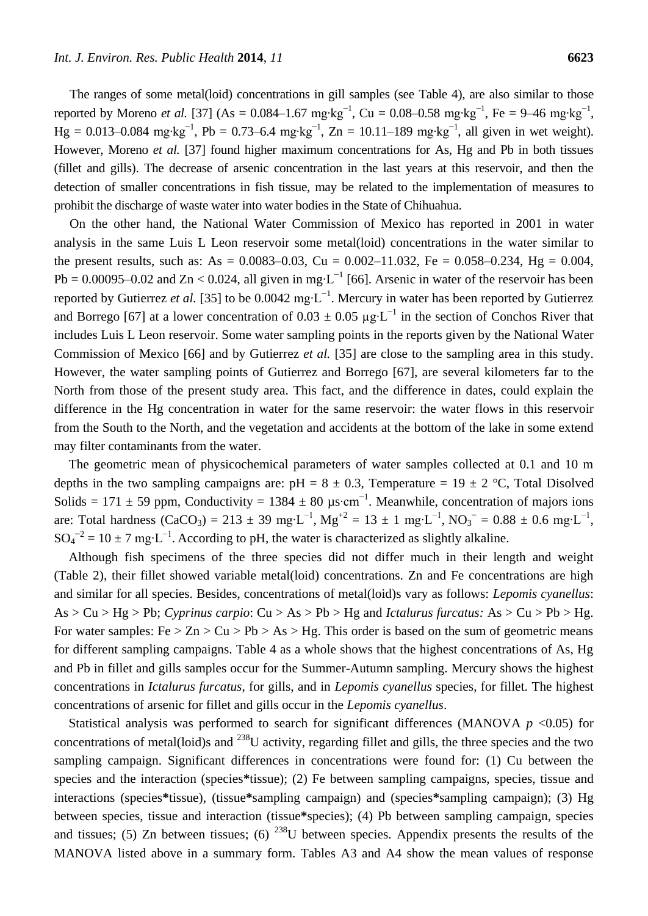The ranges of some metal(loid) concentrations in gill samples (see Table 4), are also similar to those reported by Moreno *et al.* [37] (As = 0.084–1.67 mg·kg$^{-1}$, Cu = 0.08–0.58 mg·kg$^{-1}$, Fe = 9–46 mg·kg$^{-1}$, Hg = 0.013–0.084 mg·kg$^{-1}$, Pb = 0.73–6.4 mg·kg$^{-1}$, Zn = 10.11–189 mg·kg$^{-1}$, all given in wet weight). However, Moreno *et al.* [37] found higher maximum concentrations for As, Hg and Pb in both tissues (fillet and gills). The decrease of arsenic concentration in the last years at this reservoir, and then the detection of smaller concentrations in fish tissue, may be related to the implementation of measures to prohibit the discharge of waste water into water bodies in the State of Chihuahua.

On the other hand, the National Water Commission of Mexico has reported in 2001 in water analysis in the same Luis L Leon reservoir some metal(loid) concentrations in the water similar to the present results, such as: As = 0.0083–0.03, Cu = 0.002–11.032, Fe = 0.058–0.234, Hg = 0.004, Pb = 0.00095–0.02 and Zn < 0.024, all given in mg·L$^{-1}$ [66]. Arsenic in water of the reservoir has been reported by Gutierrez *et al.* [35] to be 0.0042 mg·L$^{-1}$. Mercury in water has been reported by Gutierrez and Borrego [67] at a lower concentration of 0.03 ± 0.05 μg·L$^{-1}$ in the section of Conchos River that includes Luis L Leon reservoir. Some water sampling points in the reports given by the National Water Commission of Mexico [66] and by Gutierrez *et al.* [35] are close to the sampling area in this study. However, the water sampling points of Gutierrez and Borrego [67], are several kilometers far to the North from those of the present study area. This fact, and the difference in dates, could explain the difference in the Hg concentration in water for the same reservoir: the water flows in this reservoir from the South to the North, and the vegetation and accidents at the bottom of the lake in some extend may filter contaminants from the water.

The geometric mean of physicochemical parameters of water samples collected at 0.1 and 10 m depths in the two sampling campaigns are: pH = 8 ± 0.3, Temperature = 19 ± 2 °C, Total Disolved Solids = 171 ± 59 ppm, Conductivity = 1384 ± 80 μs·cm$^{-1}$. Meanwhile, concentration of majors ions are: Total hardness ($CaCO_3$) = 213 ± 39 mg·L$^{-1}$, $Mg^{+2}$ = 13 ± 1 mg·L$^{-1}$, $NO_3^{-}$ = 0.88 ± 0.6 mg·L$^{-1}$, $SO_4^{-2}$ = 10 ± 7 mg·L$^{-1}$. According to pH, the water is characterized as slightly alkaline.

Although fish specimens of the three species did not differ much in their length and weight (Table 2), their fillet showed variable metal(loid) concentrations. Zn and Fe concentrations are high and similar for all species. Besides, concentrations of metal(loid)s vary as follows: *Lepomis cyanellus*: As > Cu > Hg > Pb; *Cyprinus carpio*: Cu > As > Pb > Hg and *Ictalurus furcatus:* As > Cu > Pb > Hg. For water samples: Fe > Zn > Cu > Pb > As > Hg. This order is based on the sum of geometric means for different sampling campaigns. Table 4 as a whole shows that the highest concentrations of As, Hg and Pb in fillet and gills samples occur for the Summer-Autumn sampling. Mercury shows the highest concentrations in *Ictalurus furcatus*, for gills, and in *Lepomis cyanellus* species, for fillet. The highest concentrations of arsenic for fillet and gills occur in the *Lepomis cyanellus*.

Statistical analysis was performed to search for significant differences (MANOVA $p$ <0.05) for concentrations of metal(loid)s and $^{238}U$ activity, regarding fillet and gills, the three species and the two sampling campaign. Significant differences in concentrations were found for: (1) Cu between the species and the interaction (species**\***tissue); (2) Fe between sampling campaigns, species, tissue and interactions (species**\***tissue), (tissue**\***sampling campaign) and (species**\***sampling campaign); (3) Hg between species, tissue and interaction (tissue**\***species); (4) Pb between sampling campaign, species and tissues; (5) Zn between tissues; (6) $^{238}U$ between species. Appendix presents the results of the MANOVA listed above in a summary form. Tables A3 and A4 show the mean values of response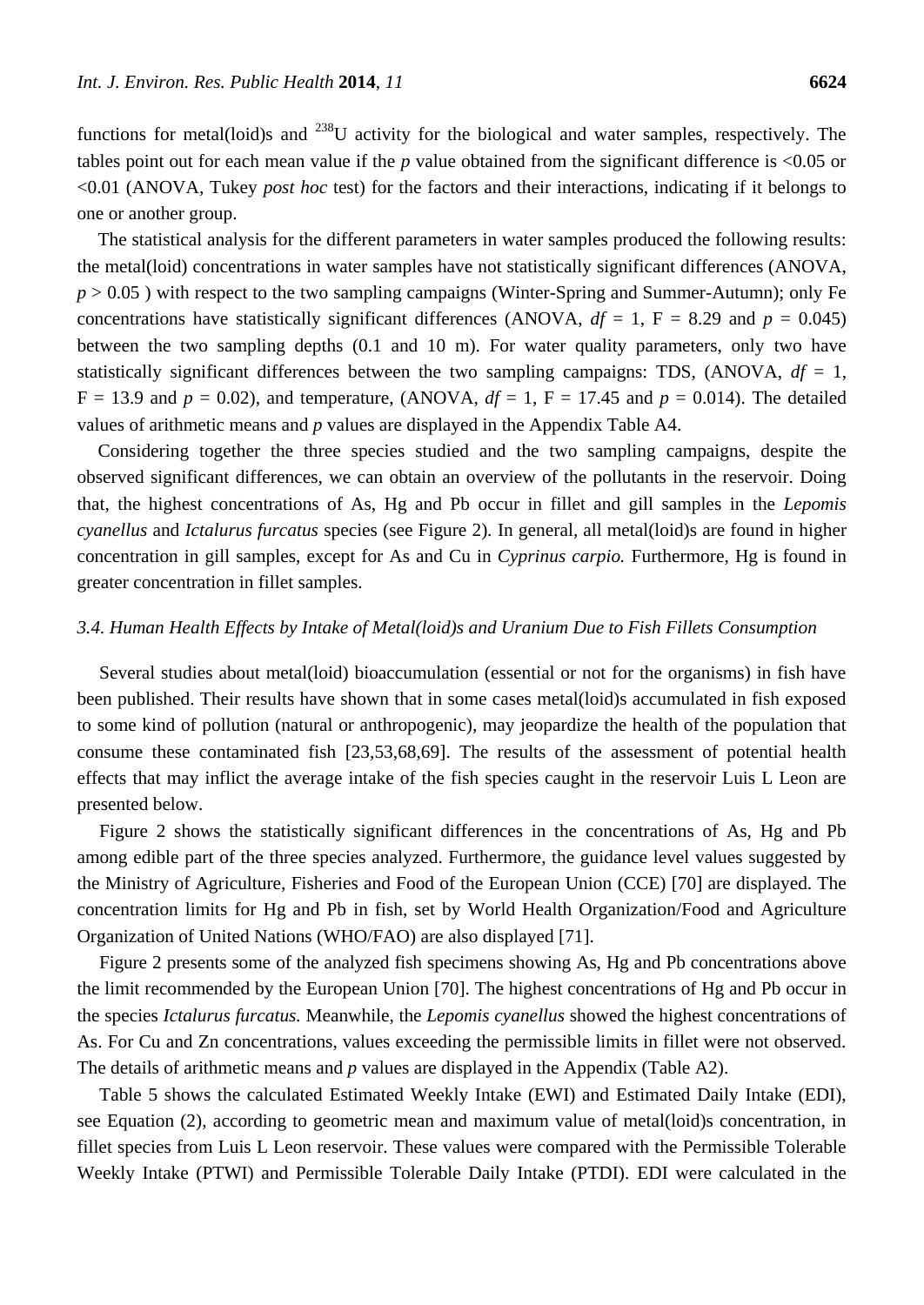functions for metal(loid)s and $^{238}$U activity for the biological and water samples, respectively. The tables point out for each mean value if the $p$ value obtained from the significant difference is <0.05 or <0.01 (ANOVA, Tukey *post hoc* test) for the factors and their interactions, indicating if it belongs to one or another group.

The statistical analysis for the different parameters in water samples produced the following results: the metal(loid) concentrations in water samples have not statistically significant differences (ANOVA, $p > 0.05$ ) with respect to the two sampling campaigns (Winter-Spring and Summer-Autumn); only Fe concentrations have statistically significant differences (ANOVA, $df = 1$, F = 8.29 and $p = 0.045$) between the two sampling depths (0.1 and 10 m). For water quality parameters, only two have statistically significant differences between the two sampling campaigns: TDS, (ANOVA, $df = 1$, F = 13.9 and $p = 0.02$), and temperature, (ANOVA, $df = 1$, F = 17.45 and $p = 0.014$). The detailed values of arithmetic means and $p$ values are displayed in the Appendix Table A4.

Considering together the three species studied and the two sampling campaigns, despite the observed significant differences, we can obtain an overview of the pollutants in the reservoir. Doing that, the highest concentrations of As, Hg and Pb occur in fillet and gill samples in the *Lepomis cyanellus* and *Ictalurus furcatus* species (see Figure 2). In general, all metal(loid)s are found in higher concentration in gill samples, except for As and Cu in *Cyprinus carpio.* Furthermore, Hg is found in greater concentration in fillet samples.

### *3.4. Human Health Effects by Intake of Metal(loid)s and Uranium Due to Fish Fillets Consumption*

Several studies about metal(loid) bioaccumulation (essential or not for the organisms) in fish have been published. Their results have shown that in some cases metal(loid)s accumulated in fish exposed to some kind of pollution (natural or anthropogenic), may jeopardize the health of the population that consume these contaminated fish [23,53,68,69]. The results of the assessment of potential health effects that may inflict the average intake of the fish species caught in the reservoir Luis L Leon are presented below.

Figure 2 shows the statistically significant differences in the concentrations of As, Hg and Pb among edible part of the three species analyzed. Furthermore, the guidance level values suggested by the Ministry of Agriculture, Fisheries and Food of the European Union (CCE) [70] are displayed. The concentration limits for Hg and Pb in fish, set by World Health Organization/Food and Agriculture Organization of United Nations (WHO/FAO) are also displayed [71].

Figure 2 presents some of the analyzed fish specimens showing As, Hg and Pb concentrations above the limit recommended by the European Union [70]. The highest concentrations of Hg and Pb occur in the species *Ictalurus furcatus*. Meanwhile, the *Lepomis cyanellus* showed the highest concentrations of As. For Cu and Zn concentrations, values exceeding the permissible limits in fillet were not observed. The details of arithmetic means and $p$ values are displayed in the Appendix (Table A2).

Table 5 shows the calculated Estimated Weekly Intake (EWI) and Estimated Daily Intake (EDI), see Equation (2), according to geometric mean and maximum value of metal(loid)s concentration, in fillet species from Luis L Leon reservoir. These values were compared with the Permissible Tolerable Weekly Intake (PTWI) and Permissible Tolerable Daily Intake (PTDI). EDI were calculated in the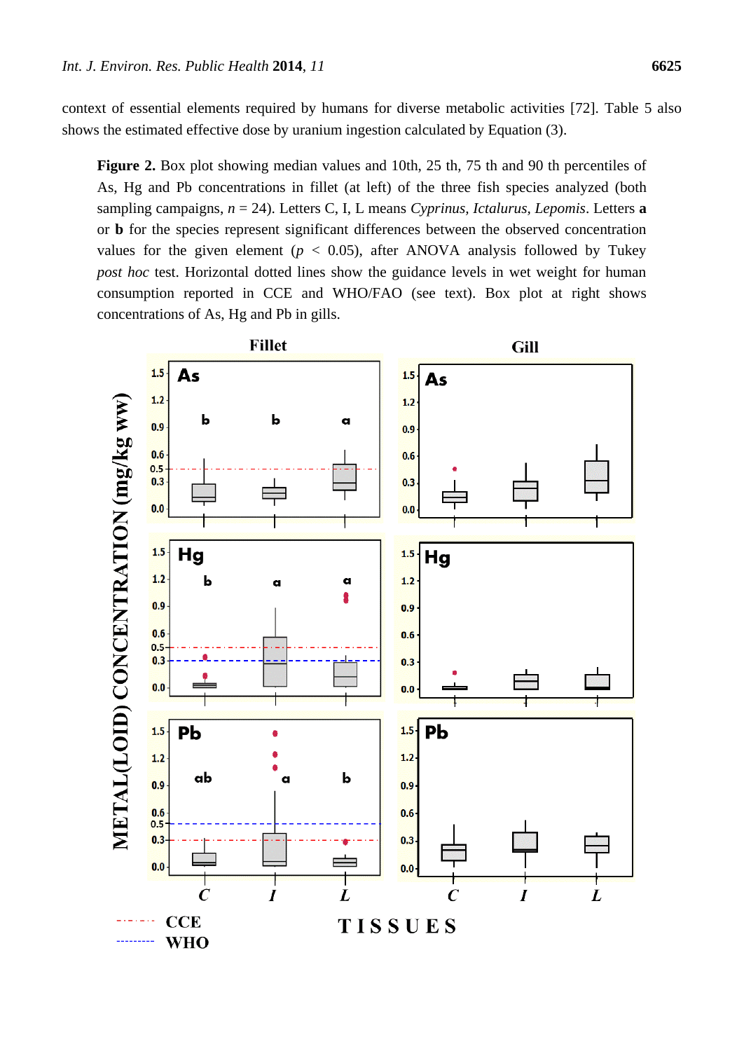context of essential elements required by humans for diverse metabolic activities [72]. Table 5 also shows the estimated effective dose by uranium ingestion calculated by Equation (3).

**Figure 2.** Box plot showing median values and 10th, 25 th, 75 th and 90 th percentiles of As, Hg and Pb concentrations in fillet (at left) of the three fish species analyzed (both sampling campaigns, $n = 24$). Letters C, I, L means *Cyprinus*, *Ictalurus*, *Lepomis*. Letters **a** or **b** for the species represent significant differences between the observed concentration values for the given element ($p < 0.05$), after ANOVA analysis followed by Tukey *post hoc* test. Horizontal dotted lines show the guidance levels in wet weight for human consumption reported in CCE and WHO/FAO (see text). Box plot at right shows concentrations of As, Hg and Pb in gills.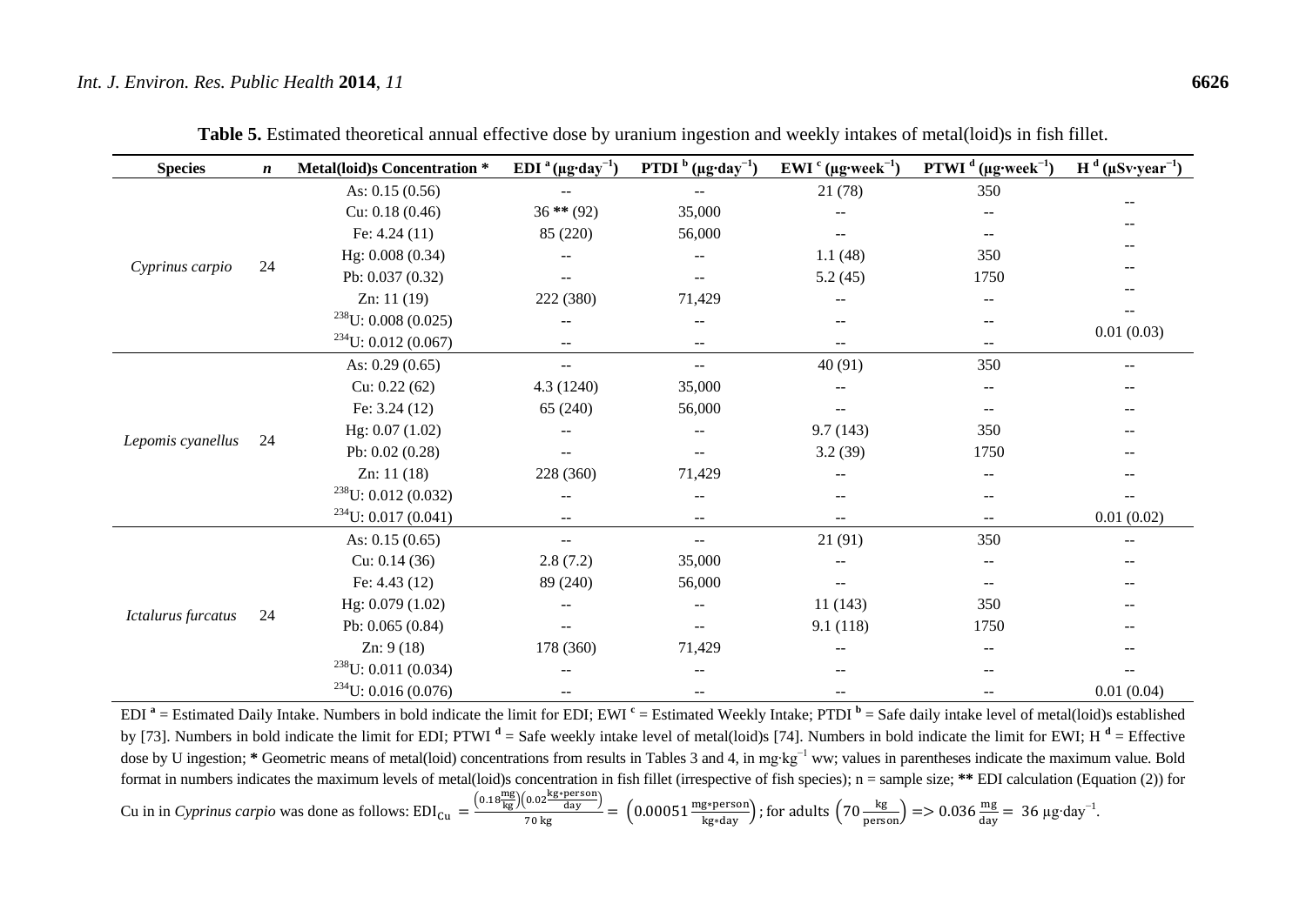**Table 5.** Estimated theoretical annual effective dose by uranium ingestion and weekly intakes of metal(loid)s in fish fillet.

| Species | *n* | Metal(loid)s Concentration * | EDI [a] (μg·day$^{-1}$) | PTDI [b] (μg·day$^{-1}$) | EWI [c] (μg·week$^{-1}$) | PTWI [d] (μg·week$^{-1}$) | H [d] (μSv·year$^{-1}$) |
|---|---|---|---|---|---|---|---|
| *Cyprinus carpio* | 24 | As: 0.15 (0.56) | -- | -- | 21 (78) | 350 | -- |
| | | Cu: 0.18 (0.46) | 36 ** (92) | 35,000 | -- | -- | -- |
| | | Fe: 4.24 (11) | 85 (220) | 56,000 | -- | -- | -- |
| | | Hg: 0.008 (0.34) | -- | -- | 1.1 (48) | 350 | -- |
| | | Pb: 0.037 (0.32) | -- | -- | 5.2 (45) | 1750 | -- |
| | | Zn: 11 (19) | 222 (380) | 71,429 | -- | -- | -- |
| | | $^{238}$U: 0.008 (0.025) | -- | -- | -- | -- | -- |
| | | $^{234}$U: 0.012 (0.067) | -- | -- | -- | -- | 0.01 (0.03) |
| *Lepomis cyanellus* | 24 | As: 0.29 (0.65) | -- | -- | 40 (91) | 350 | -- |
| | | Cu: 0.22 (62) | 4.3 (1240) | 35,000 | -- | -- | -- |
| | | Fe: 3.24 (12) | 65 (240) | 56,000 | -- | -- | -- |
| | | Hg: 0.07 (1.02) | -- | -- | 9.7 (143) | 350 | -- |
| | | Pb: 0.02 (0.28) | -- | -- | 3.2 (39) | 1750 | -- |
| | | Zn: 11 (18) | 228 (360) | 71,429 | -- | -- | -- |
| | | $^{238}$U: 0.012 (0.032) | -- | -- | -- | -- | -- |
| | | $^{234}$U: 0.017 (0.041) | -- | -- | -- | -- | 0.01 (0.02) |
| *Ictalurus furcatus* | 24 | As: 0.15 (0.65) | -- | -- | 21 (91) | 350 | -- |
| | | Cu: 0.14 (36) | 2.8 (7.2) | 35,000 | -- | -- | -- |
| | | Fe: 4.43 (12) | 89 (240) | 56,000 | -- | -- | -- |
| | | Hg: 0.079 (1.02) | -- | -- | 11 (143) | 350 | -- |
| | | Pb: 0.065 (0.84) | -- | -- | 9.1 (118) | 1750 | -- |
| | | Zn: 9 (18) | 178 (360) | 71,429 | -- | -- | -- |
| | | $^{238}$U: 0.011 (0.034) | -- | -- | -- | -- | -- |
| | | $^{234}$U: 0.016 (0.076) | -- | -- | -- | -- | 0.01 (0.04) |

EDI [a] = Estimated Daily Intake. Numbers in bold indicate the limit for EDI; EWI [c] = Estimated Weekly Intake; PTDI [b] = Safe daily intake level of metal(loid)s established by [73]. Numbers in bold indicate the limit for EDI; PTWI [d] = Safe weekly intake level of metal(loid)s [74]. Numbers in bold indicate the limit for EWI; H [d] = Effective dose by U ingestion; * Geometric means of metal(loid) concentrations from results in Tables 3 and 4, in mg·kg$^{-1}$ ww; values in parentheses indicate the maximum value. Bold format in numbers indicates the maximum levels of metal(loid)s concentration in fish fillet (irrespective of fish species); n = sample size; ** EDI calculation (Equation (2)) for Cu in in *Cyprinus carpio* was done as follows: $EDI_{Cu} = \frac{\left(0.18\frac{mg}{kg}\right)\left(0.02\frac{kg*person}{day}\right)}{70\ kg} = \left(0.00051\frac{mg*person}{kg*day}\right)$; for adults $\left(70\frac{kg}{person}\right) => 0.036\frac{mg}{day} = 36$ μg·day$^{-1}$.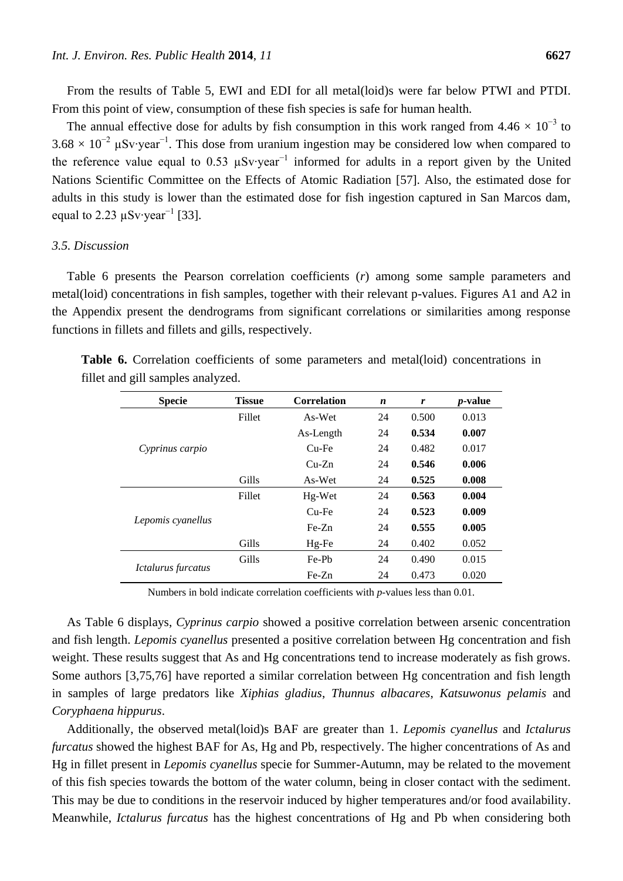From the results of Table 5, EWI and EDI for all metal(loid)s were far below PTWI and PTDI. From this point of view, consumption of these fish species is safe for human health.

The annual effective dose for adults by fish consumption in this work ranged from $4.46 \times 10^{-3}$ to $3.68 \times 10^{-2}$ $\mu Sv \cdot year^{-1}$. This dose from uranium ingestion may be considered low when compared to the reference value equal to 0.53 $\mu Sv \cdot year^{-1}$ informed for adults in a report given by the United Nations Scientific Committee on the Effects of Atomic Radiation [57]. Also, the estimated dose for adults in this study is lower than the estimated dose for fish ingestion captured in San Marcos dam, equal to 2.23 $\mu Sv \cdot year^{-1}$ [33].

### 3.5. Discussion

Table 6 presents the Pearson correlation coefficients (*r*) among some sample parameters and metal(loid) concentrations in fish samples, together with their relevant p-values. Figures A1 and A2 in the Appendix present the dendrograms from significant correlations or similarities among response functions in fillets and fillets and gills, respectively.

**Table 6.** Correlation coefficients of some parameters and metal(loid) concentrations in fillet and gill samples analyzed.

| Specie | Tissue | Correlation | *n* | *r* | *p*-value |
|---|---|---|---|---|---|
| *Cyprinus carpio* | Fillet | As-Wet | 24 | 0.500 | 0.013 |
| | | As-Length | 24 | **0.534** | **0.007** |
| | | Cu-Fe | 24 | 0.482 | 0.017 |
| | | Cu-Zn | 24 | **0.546** | **0.006** |
| | Gills | As-Wet | 24 | **0.525** | **0.008** |
| *Lepomis cyanellus* | Fillet | Hg-Wet | 24 | **0.563** | **0.004** |
| | | Cu-Fe | 24 | **0.523** | **0.009** |
| | | Fe-Zn | 24 | **0.555** | **0.005** |
| | Gills | Hg-Fe | 24 | 0.402 | 0.052 |
| *Ictalurus furcatus* | Gills | Fe-Pb | 24 | 0.490 | 0.015 |
| | | Fe-Zn | 24 | 0.473 | 0.020 |

Numbers in bold indicate correlation coefficients with *p*-values less than 0.01.

As Table 6 displays, *Cyprinus carpio* showed a positive correlation between arsenic concentration and fish length. *Lepomis cyanellus* presented a positive correlation between Hg concentration and fish weight. These results suggest that As and Hg concentrations tend to increase moderately as fish grows. Some authors [3,75,76] have reported a similar correlation between Hg concentration and fish length in samples of large predators like *Xiphias gladius*, *Thunnus albacares*, *Katsuwonus pelamis* and *Coryphaena hippurus*.

Additionally, the observed metal(loid)s BAF are greater than 1. *Lepomis cyanellus* and *Ictalurus furcatus* showed the highest BAF for As, Hg and Pb, respectively. The higher concentrations of As and Hg in fillet present in *Lepomis cyanellus* specie for Summer-Autumn, may be related to the movement of this fish species towards the bottom of the water column, being in closer contact with the sediment. This may be due to conditions in the reservoir induced by higher temperatures and/or food availability. Meanwhile, *Ictalurus furcatus* has the highest concentrations of Hg and Pb when considering both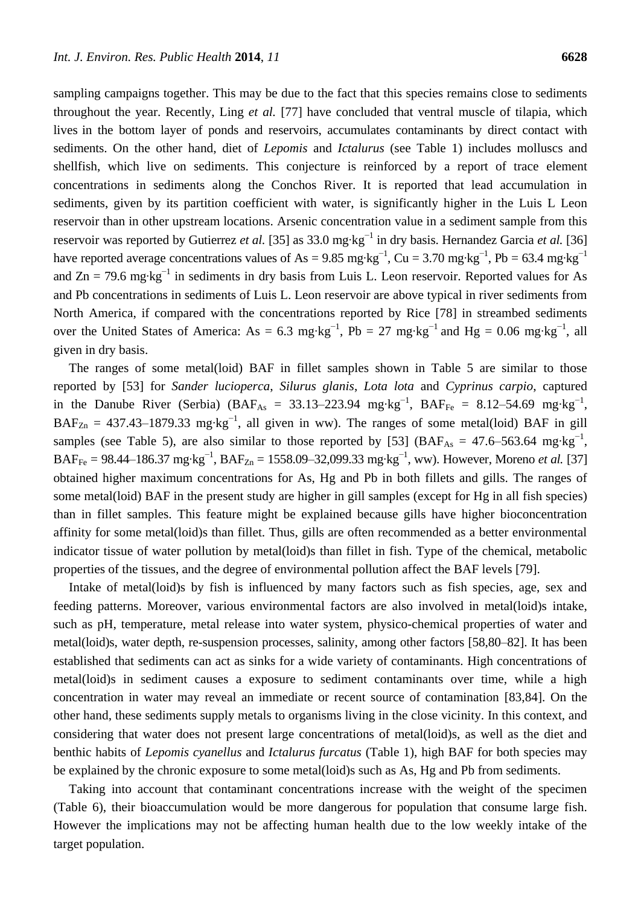sampling campaigns together. This may be due to the fact that this species remains close to sediments throughout the year. Recently, Ling *et al.* [77] have concluded that ventral muscle of tilapia, which lives in the bottom layer of ponds and reservoirs, accumulates contaminants by direct contact with sediments. On the other hand, diet of *Lepomis* and *Ictalurus* (see Table 1) includes molluscs and shellfish, which live on sediments. This conjecture is reinforced by a report of trace element concentrations in sediments along the Conchos River. It is reported that lead accumulation in sediments, given by its partition coefficient with water, is significantly higher in the Luis L Leon reservoir than in other upstream locations. Arsenic concentration value in a sediment sample from this reservoir was reported by Gutierrez *et al.* [35] as 33.0 mg·kg$^{-1}$ in dry basis. Hernandez Garcia *et al.* [36] have reported average concentrations values of As = 9.85 mg·kg$^{-1}$, Cu = 3.70 mg·kg$^{-1}$, Pb = 63.4 mg·kg$^{-1}$ and Zn = 79.6 mg·kg$^{-1}$ in sediments in dry basis from Luis L. Leon reservoir. Reported values for As and Pb concentrations in sediments of Luis L. Leon reservoir are above typical in river sediments from North America, if compared with the concentrations reported by Rice [78] in streambed sediments over the United States of America: As = 6.3 mg·kg$^{-1}$, Pb = 27 mg·kg$^{-1}$ and Hg = 0.06 mg·kg$^{-1}$, all given in dry basis.

The ranges of some metal(loid) BAF in fillet samples shown in Table 5 are similar to those reported by [53] for *Sander lucioperca*, *Silurus glanis*, *Lota lota* and *Cyprinus carpio*, captured in the Danube River (Serbia) ($BAF_{As}$ = 33.13–223.94 mg·kg$^{-1}$, $BAF_{Fe}$ = 8.12–54.69 mg·kg$^{-1}$, $BAF_{Zn}$ = 437.43–1879.33 mg·kg$^{-1}$, all given in ww). The ranges of some metal(loid) BAF in gill samples (see Table 5), are also similar to those reported by [53] ($BAF_{As}$ = 47.6–563.64 mg·kg$^{-1}$, $BAF_{Fe}$ = 98.44–186.37 mg·kg$^{-1}$, $BAF_{Zn}$ = 1558.09–32,099.33 mg·kg$^{-1}$, ww). However, Moreno *et al.* [37] obtained higher maximum concentrations for As, Hg and Pb in both fillets and gills. The ranges of some metal(loid) BAF in the present study are higher in gill samples (except for Hg in all fish species) than in fillet samples. This feature might be explained because gills have higher bioconcentration affinity for some metal(loid)s than fillet. Thus, gills are often recommended as a better environmental indicator tissue of water pollution by metal(loid)s than fillet in fish. Type of the chemical, metabolic properties of the tissues, and the degree of environmental pollution affect the BAF levels [79].

Intake of metal(loid)s by fish is influenced by many factors such as fish species, age, sex and feeding patterns. Moreover, various environmental factors are also involved in metal(loid)s intake, such as pH, temperature, metal release into water system, physico-chemical properties of water and metal(loid)s, water depth, re-suspension processes, salinity, among other factors [58,80–82]. It has been established that sediments can act as sinks for a wide variety of contaminants. High concentrations of metal(loid)s in sediment causes a exposure to sediment contaminants over time, while a high concentration in water may reveal an immediate or recent source of contamination [83,84]. On the other hand, these sediments supply metals to organisms living in the close vicinity. In this context, and considering that water does not present large concentrations of metal(loid)s, as well as the diet and benthic habits of *Lepomis cyanellus* and *Ictalurus furcatus* (Table 1), high BAF for both species may be explained by the chronic exposure to some metal(loid)s such as As, Hg and Pb from sediments.

Taking into account that contaminant concentrations increase with the weight of the specimen (Table 6), their bioaccumulation would be more dangerous for population that consume large fish. However the implications may not be affecting human health due to the low weekly intake of the target population.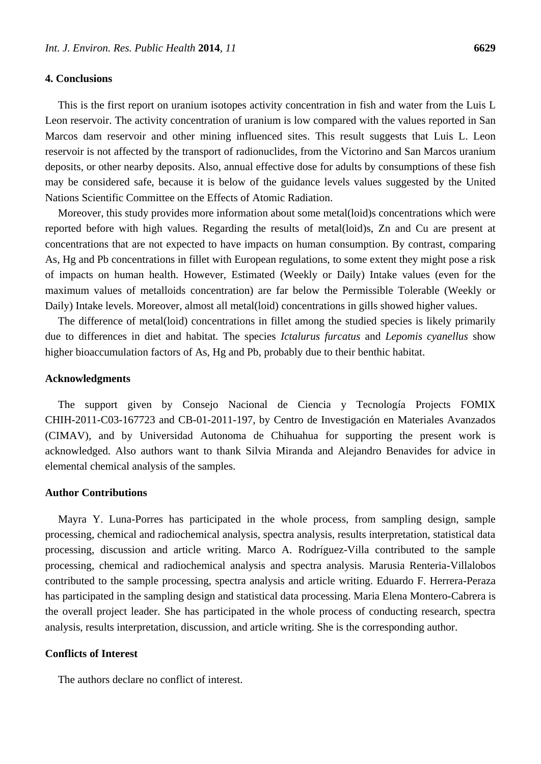## 4. Conclusions

This is the first report on uranium isotopes activity concentration in fish and water from the Luis L Leon reservoir. The activity concentration of uranium is low compared with the values reported in San Marcos dam reservoir and other mining influenced sites. This result suggests that Luis L. Leon reservoir is not affected by the transport of radionuclides, from the Victorino and San Marcos uranium deposits, or other nearby deposits. Also, annual effective dose for adults by consumptions of these fish may be considered safe, because it is below of the guidance levels values suggested by the United Nations Scientific Committee on the Effects of Atomic Radiation.

Moreover, this study provides more information about some metal(loid)s concentrations which were reported before with high values. Regarding the results of metal(loid)s, Zn and Cu are present at concentrations that are not expected to have impacts on human consumption. By contrast, comparing As, Hg and Pb concentrations in fillet with European regulations, to some extent they might pose a risk of impacts on human health. However, Estimated (Weekly or Daily) Intake values (even for the maximum values of metalloids concentration) are far below the Permissible Tolerable (Weekly or Daily) Intake levels. Moreover, almost all metal(loid) concentrations in gills showed higher values.

The difference of metal(loid) concentrations in fillet among the studied species is likely primarily due to differences in diet and habitat. The species *Ictalurus furcatus* and *Lepomis cyanellus* show higher bioaccumulation factors of As, Hg and Pb, probably due to their benthic habitat.

## Acknowledgments

The support given by Consejo Nacional de Ciencia y Tecnología Projects FOMIX CHIH-2011-C03-167723 and CB-01-2011-197, by Centro de Investigación en Materiales Avanzados (CIMAV), and by Universidad Autonoma de Chihuahua for supporting the present work is acknowledged. Also authors want to thank Silvia Miranda and Alejandro Benavides for advice in elemental chemical analysis of the samples.

## Author Contributions

Mayra Y. Luna-Porres has participated in the whole process, from sampling design, sample processing, chemical and radiochemical analysis, spectra analysis, results interpretation, statistical data processing, discussion and article writing. Marco A. Rodríguez-Villa contributed to the sample processing, chemical and radiochemical analysis and spectra analysis. Marusia Renteria-Villalobos contributed to the sample processing, spectra analysis and article writing. Eduardo F. Herrera-Peraza has participated in the sampling design and statistical data processing. Maria Elena Montero-Cabrera is the overall project leader. She has participated in the whole process of conducting research, spectra analysis, results interpretation, discussion, and article writing. She is the corresponding author.

## Conflicts of Interest

The authors declare no conflict of interest.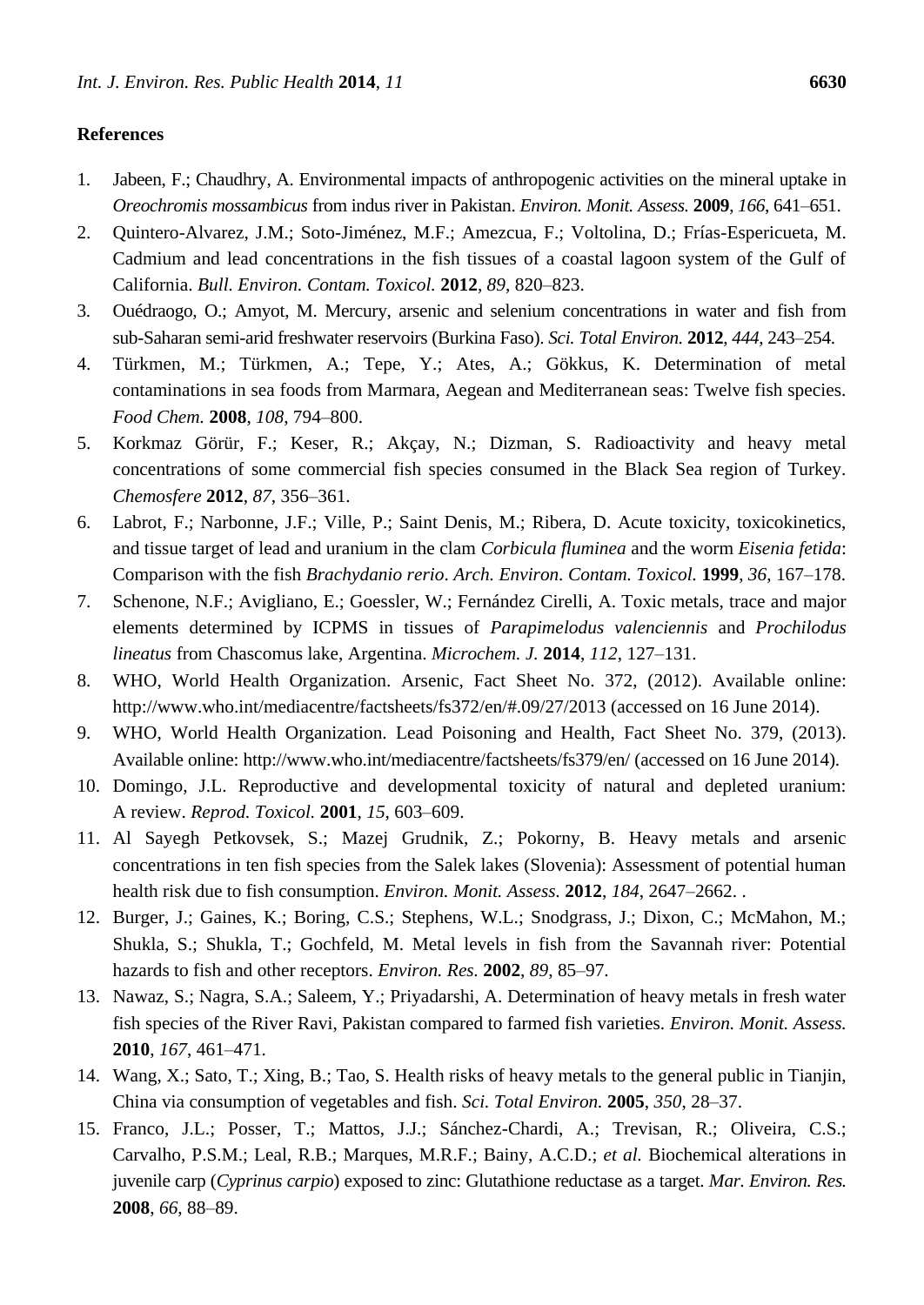## References

1. Jabeen, F.; Chaudhry, A. Environmental impacts of anthropogenic activities on the mineral uptake in *Oreochromis mossambicus* from indus river in Pakistan. *Environ. Monit. Assess.* **2009**, *166*, 641–651.
2. Quintero-Alvarez, J.M.; Soto-Jiménez, M.F.; Amezcua, F.; Voltolina, D.; Frías-Espericueta, M. Cadmium and lead concentrations in the fish tissues of a coastal lagoon system of the Gulf of California. *Bull. Environ. Contam. Toxicol.* **2012**, *89*, 820–823.
3. Ouédraogo, O.; Amyot, M. Mercury, arsenic and selenium concentrations in water and fish from sub-Saharan semi-arid freshwater reservoirs (Burkina Faso). *Sci. Total Environ.* **2012**, *444*, 243–254.
4. Türkmen, M.; Türkmen, A.; Tepe, Y.; Ates, A.; Gökkus, K. Determination of metal contaminations in sea foods from Marmara, Aegean and Mediterranean seas: Twelve fish species. *Food Chem.* **2008**, *108*, 794–800.
5. Korkmaz Görür, F.; Keser, R.; Akçay, N.; Dizman, S. Radioactivity and heavy metal concentrations of some commercial fish species consumed in the Black Sea region of Turkey. *Chemosfere* **2012**, *87*, 356–361.
6. Labrot, F.; Narbonne, J.F.; Ville, P.; Saint Denis, M.; Ribera, D. Acute toxicity, toxicokinetics, and tissue target of lead and uranium in the clam *Corbicula fluminea* and the worm *Eisenia fetida*: Comparison with the fish *Brachydanio rerio*. *Arch. Environ. Contam. Toxicol.* **1999**, *36*, 167–178.
7. Schenone, N.F.; Avigliano, E.; Goessler, W.; Fernández Cirelli, A. Toxic metals, trace and major elements determined by ICPMS in tissues of *Parapimelodus valenciennis* and *Prochilodus lineatus* from Chascomus lake, Argentina. *Microchem. J.* **2014**, *112*, 127–131.
8. WHO, World Health Organization. Arsenic, Fact Sheet No. 372, (2012). Available online: http://www.who.int/mediacentre/factsheets/fs372/en/#.09/27/2013 (accessed on 16 June 2014).
9. WHO, World Health Organization. Lead Poisoning and Health, Fact Sheet No. 379, (2013). Available online: http://www.who.int/mediacentre/factsheets/fs379/en/ (accessed on 16 June 2014).
10. Domingo, J.L. Reproductive and developmental toxicity of natural and depleted uranium: A review. *Reprod. Toxicol.* **2001**, *15*, 603–609.
11. Al Sayegh Petkovsek, S.; Mazej Grudnik, Z.; Pokorny, B. Heavy metals and arsenic concentrations in ten fish species from the Salek lakes (Slovenia): Assessment of potential human health risk due to fish consumption. *Environ. Monit. Assess.* **2012**, *184*, 2647–2662. .
12. Burger, J.; Gaines, K.; Boring, C.S.; Stephens, W.L.; Snodgrass, J.; Dixon, C.; McMahon, M.; Shukla, S.; Shukla, T.; Gochfeld, M. Metal levels in fish from the Savannah river: Potential hazards to fish and other receptors. *Environ. Res.* **2002**, *89*, 85–97.
13. Nawaz, S.; Nagra, S.A.; Saleem, Y.; Priyadarshi, A. Determination of heavy metals in fresh water fish species of the River Ravi, Pakistan compared to farmed fish varieties. *Environ. Monit. Assess.* **2010**, *167*, 461–471.
14. Wang, X.; Sato, T.; Xing, B.; Tao, S. Health risks of heavy metals to the general public in Tianjin, China via consumption of vegetables and fish. *Sci. Total Environ.* **2005**, *350*, 28–37.
15. Franco, J.L.; Posser, T.; Mattos, J.J.; Sánchez-Chardi, A.; Trevisan, R.; Oliveira, C.S.; Carvalho, P.S.M.; Leal, R.B.; Marques, M.R.F.; Bainy, A.C.D.; *et al.* Biochemical alterations in juvenile carp (*Cyprinus carpio*) exposed to zinc: Glutathione reductase as a target. *Mar. Environ. Res.* **2008**, *66*, 88–89.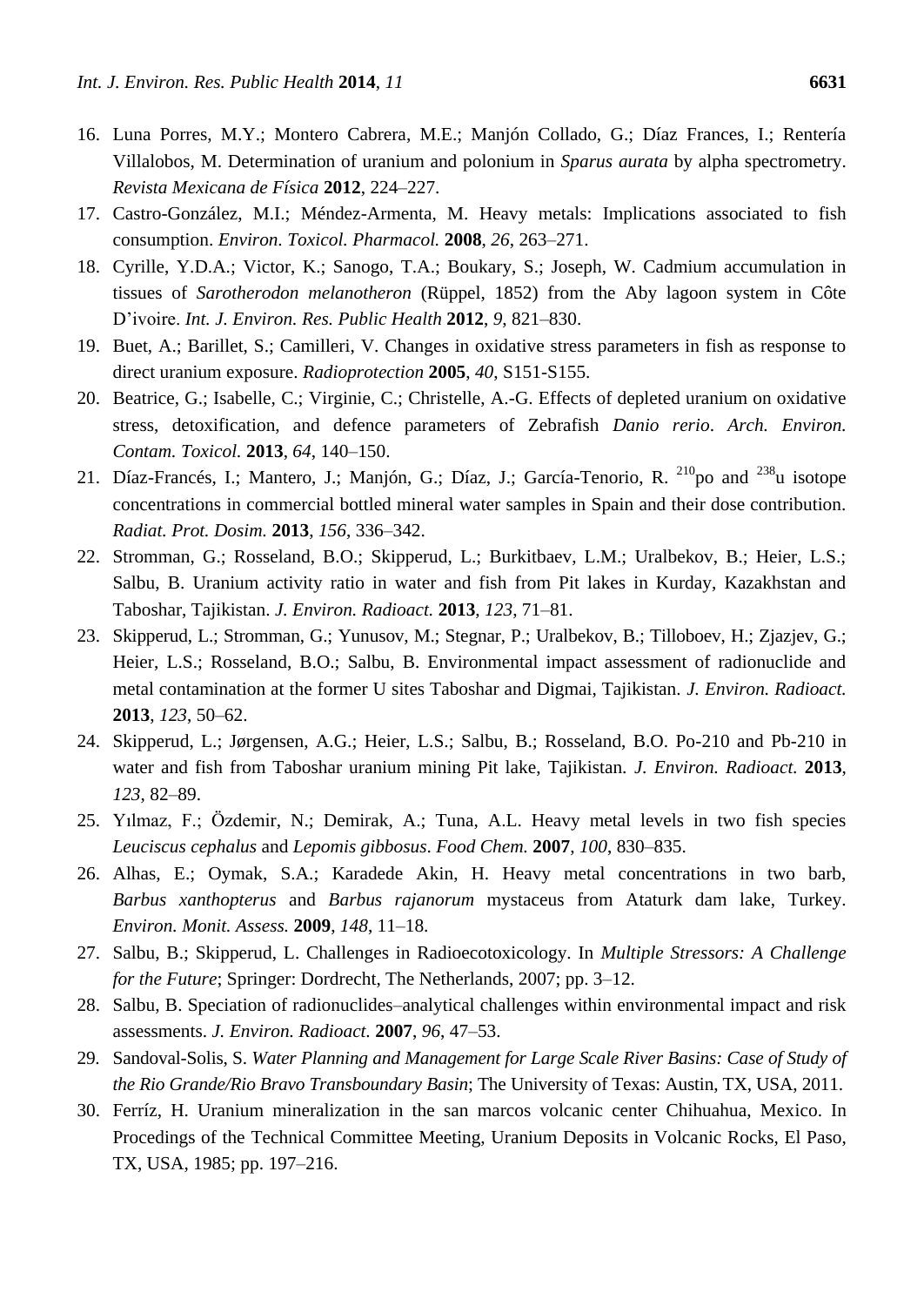16. Luna Porres, M.Y.; Montero Cabrera, M.E.; Manjón Collado, G.; Díaz Frances, I.; Rentería Villalobos, M. Determination of uranium and polonium in *Sparus aurata* by alpha spectrometry. *Revista Mexicana de Física* **2012**, 224–227.
17. Castro-González, M.I.; Méndez-Armenta, M. Heavy metals: Implications associated to fish consumption. *Environ. Toxicol. Pharmacol.* **2008**, *26*, 263–271.
18. Cyrille, Y.D.A.; Victor, K.; Sanogo, T.A.; Boukary, S.; Joseph, W. Cadmium accumulation in tissues of *Sarotherodon melanotheron* (Rüppel, 1852) from the Aby lagoon system in Côte D'ivoire. *Int. J. Environ. Res. Public Health* **2012**, *9*, 821–830.
19. Buet, A.; Barillet, S.; Camilleri, V. Changes in oxidative stress parameters in fish as response to direct uranium exposure. *Radioprotection* **2005**, *40*, S151-S155.
20. Beatrice, G.; Isabelle, C.; Virginie, C.; Christelle, A.-G. Effects of depleted uranium on oxidative stress, detoxification, and defence parameters of Zebrafish *Danio rerio*. *Arch. Environ. Contam. Toxicol.* **2013**, *64*, 140–150.
21. Díaz-Francés, I.; Mantero, J.; Manjón, G.; Díaz, J.; García-Tenorio, R. $^{210}$po and $^{238}$u isotope concentrations in commercial bottled mineral water samples in Spain and their dose contribution. *Radiat. Prot. Dosim.* **2013**, *156*, 336–342.
22. Stromman, G.; Rosseland, B.O.; Skipperud, L.; Burkitbaev, L.M.; Uralbekov, B.; Heier, L.S.; Salbu, B. Uranium activity ratio in water and fish from Pit lakes in Kurday, Kazakhstan and Taboshar, Tajikistan. *J. Environ. Radioact.* **2013**, *123*, 71–81.
23. Skipperud, L.; Stromman, G.; Yunusov, M.; Stegnar, P.; Uralbekov, B.; Tilloboev, H.; Zjazjev, G.; Heier, L.S.; Rosseland, B.O.; Salbu, B. Environmental impact assessment of radionuclide and metal contamination at the former U sites Taboshar and Digmai, Tajikistan. *J. Environ. Radioact.* **2013**, *123*, 50–62.
24. Skipperud, L.; Jørgensen, A.G.; Heier, L.S.; Salbu, B.; Rosseland, B.O. Po-210 and Pb-210 in water and fish from Taboshar uranium mining Pit lake, Tajikistan. *J. Environ. Radioact.* **2013**, *123*, 82–89.
25. Yılmaz, F.; Özdemir, N.; Demirak, A.; Tuna, A.L. Heavy metal levels in two fish species *Leuciscus cephalus* and *Lepomis gibbosus*. *Food Chem.* **2007**, *100*, 830–835.
26. Alhas, E.; Oymak, S.A.; Karadede Akin, H. Heavy metal concentrations in two barb, *Barbus xanthopterus* and *Barbus rajanorum* mystaceus from Ataturk dam lake, Turkey. *Environ. Monit. Assess.* **2009**, *148*, 11–18.
27. Salbu, B.; Skipperud, L. Challenges in Radioecotoxicology. In *Multiple Stressors: A Challenge for the Future*; Springer: Dordrecht, The Netherlands, 2007; pp. 3–12.
28. Salbu, B. Speciation of radionuclides–analytical challenges within environmental impact and risk assessments. *J. Environ. Radioact.* **2007**, *96*, 47–53.
29. Sandoval-Solis, S. *Water Planning and Management for Large Scale River Basins: Case of Study of the Rio Grande/Rio Bravo Transboundary Basin*; The University of Texas: Austin, TX, USA, 2011.
30. Ferríz, H. Uranium mineralization in the san marcos volcanic center Chihuahua, Mexico. In Procedings of the Technical Committee Meeting, Uranium Deposits in Volcanic Rocks, El Paso, TX, USA, 1985; pp. 197–216.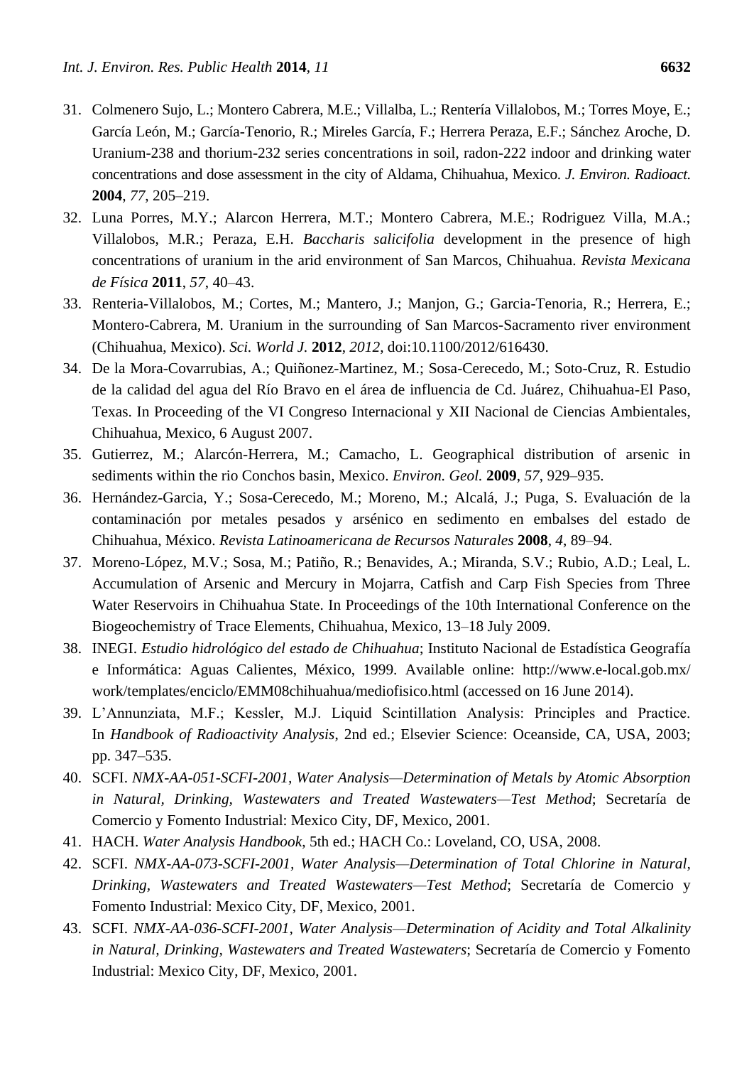31. Colmenero Sujo, L.; Montero Cabrera, M.E.; Villalba, L.; Rentería Villalobos, M.; Torres Moye, E.; García León, M.; García-Tenorio, R.; Mireles García, F.; Herrera Peraza, E.F.; Sánchez Aroche, D. Uranium-238 and thorium-232 series concentrations in soil, radon-222 indoor and drinking water concentrations and dose assessment in the city of Aldama, Chihuahua, Mexico. *J. Environ. Radioact.* **2004**, *77*, 205–219.
32. Luna Porres, M.Y.; Alarcon Herrera, M.T.; Montero Cabrera, M.E.; Rodriguez Villa, M.A.; Villalobos, M.R.; Peraza, E.H. *Baccharis salicifolia* development in the presence of high concentrations of uranium in the arid environment of San Marcos, Chihuahua. *Revista Mexicana de Física* **2011**, *57*, 40–43.
33. Renteria-Villalobos, M.; Cortes, M.; Mantero, J.; Manjon, G.; Garcia-Tenoria, R.; Herrera, E.; Montero-Cabrera, M. Uranium in the surrounding of San Marcos-Sacramento river environment (Chihuahua, Mexico). *Sci. World J.* **2012**, *2012*, doi:10.1100/2012/616430.
34. De la Mora-Covarrubias, A.; Quiñonez-Martinez, M.; Sosa-Cerecedo, M.; Soto-Cruz, R. Estudio de la calidad del agua del Río Bravo en el área de influencia de Cd. Juárez, Chihuahua-El Paso, Texas. In Proceeding of the VI Congreso Internacional y XII Nacional de Ciencias Ambientales, Chihuahua, Mexico, 6 August 2007.
35. Gutierrez, M.; Alarcón-Herrera, M.; Camacho, L. Geographical distribution of arsenic in sediments within the rio Conchos basin, Mexico. *Environ. Geol.* **2009**, *57*, 929–935.
36. Hernández-Garcia, Y.; Sosa-Cerecedo, M.; Moreno, M.; Alcalá, J.; Puga, S. Evaluación de la contaminación por metales pesados y arsénico en sedimento en embalses del estado de Chihuahua, México. *Revista Latinoamericana de Recursos Naturales* **2008**, *4*, 89–94.
37. Moreno-López, M.V.; Sosa, M.; Patiño, R.; Benavides, A.; Miranda, S.V.; Rubio, A.D.; Leal, L. Accumulation of Arsenic and Mercury in Mojarra, Catfish and Carp Fish Species from Three Water Reservoirs in Chihuahua State. In Proceedings of the 10th International Conference on the Biogeochemistry of Trace Elements, Chihuahua, Mexico, 13–18 July 2009.
38. INEGI. *Estudio hidrológico del estado de Chihuahua*; Instituto Nacional de Estadística Geografía e Informática: Aguas Calientes, México, 1999. Available online: http://www.e-local.gob.mx/work/templates/enciclo/EMM08chihuahua/mediofisico.html (accessed on 16 June 2014).
39. L'Annunziata, M.F.; Kessler, M.J. Liquid Scintillation Analysis: Principles and Practice. In *Handbook of Radioactivity Analysis*, 2nd ed.; Elsevier Science: Oceanside, CA, USA, 2003; pp. 347–535.
40. SCFI. *NMX-AA-051-SCFI-2001, Water Analysis—Determination of Metals by Atomic Absorption in Natural, Drinking, Wastewaters and Treated Wastewaters—Test Method*; Secretaría de Comercio y Fomento Industrial: Mexico City, DF, Mexico, 2001.
41. HACH. *Water Analysis Handbook*, 5th ed.; HACH Co.: Loveland, CO, USA, 2008.
42. SCFI. *NMX-AA-073-SCFI-2001*, *Water Analysis—Determination of Total Chlorine in Natural, Drinking, Wastewaters and Treated Wastewaters—Test Method*; Secretaría de Comercio y Fomento Industrial: Mexico City, DF, Mexico, 2001.
43. SCFI. *NMX-AA-036-SCFI-2001*, *Water Analysis—Determination of Acidity and Total Alkalinity in Natural, Drinking, Wastewaters and Treated Wastewaters*; Secretaría de Comercio y Fomento Industrial: Mexico City, DF, Mexico, 2001.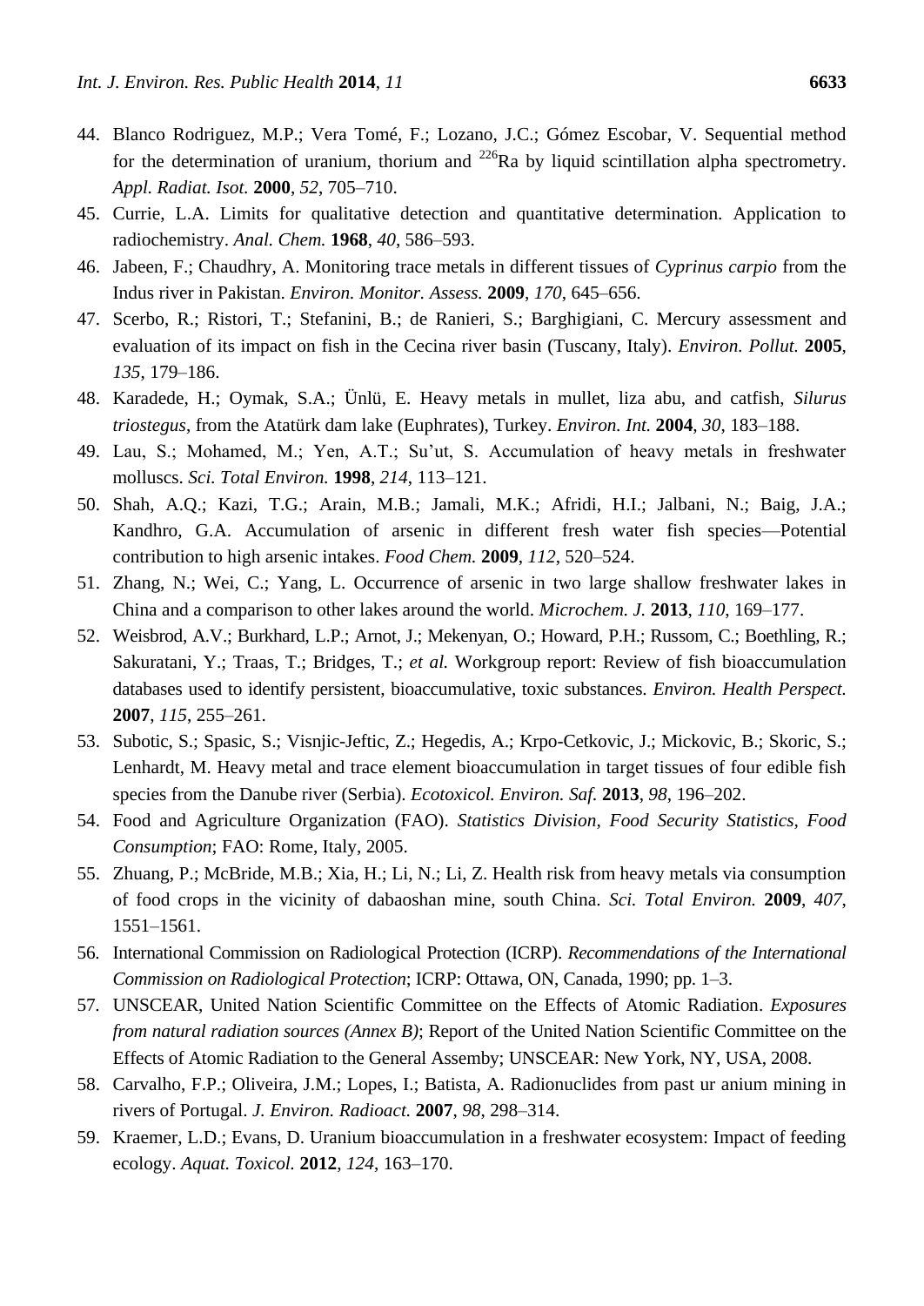44. Blanco Rodriguez, M.P.; Vera Tomé, F.; Lozano, J.C.; Gómez Escobar, V. Sequential method for the determination of uranium, thorium and $^{226}$Ra by liquid scintillation alpha spectrometry. *Appl. Radiat. Isot.* **2000**, *52*, 705–710.
45. Currie, L.A. Limits for qualitative detection and quantitative determination. Application to radiochemistry. *Anal. Chem.* **1968**, *40*, 586–593.
46. Jabeen, F.; Chaudhry, A. Monitoring trace metals in different tissues of *Cyprinus carpio* from the Indus river in Pakistan. *Environ. Monitor. Assess.* **2009**, *170*, 645–656.
47. Scerbo, R.; Ristori, T.; Stefanini, B.; de Ranieri, S.; Barghigiani, C. Mercury assessment and evaluation of its impact on fish in the Cecina river basin (Tuscany, Italy). *Environ. Pollut.* **2005**, *135*, 179–186.
48. Karadede, H.; Oymak, S.A.; Ünlü, E. Heavy metals in mullet, liza abu, and catfish, *Silurus triostegus*, from the Atatürk dam lake (Euphrates), Turkey. *Environ. Int.* **2004**, *30*, 183–188.
49. Lau, S.; Mohamed, M.; Yen, A.T.; Su'ut, S. Accumulation of heavy metals in freshwater molluscs. *Sci. Total Environ.* **1998**, *214*, 113–121.
50. Shah, A.Q.; Kazi, T.G.; Arain, M.B.; Jamali, M.K.; Afridi, H.I.; Jalbani, N.; Baig, J.A.; Kandhro, G.A. Accumulation of arsenic in different fresh water fish species—Potential contribution to high arsenic intakes. *Food Chem.* **2009**, *112*, 520–524.
51. Zhang, N.; Wei, C.; Yang, L. Occurrence of arsenic in two large shallow freshwater lakes in China and a comparison to other lakes around the world. *Microchem. J.* **2013**, *110*, 169–177.
52. Weisbrod, A.V.; Burkhard, L.P.; Arnot, J.; Mekenyan, O.; Howard, P.H.; Russom, C.; Boethling, R.; Sakuratani, Y.; Traas, T.; Bridges, T.; *et al.* Workgroup report: Review of fish bioaccumulation databases used to identify persistent, bioaccumulative, toxic substances. *Environ. Health Perspect.* **2007**, *115*, 255–261.
53. Subotic, S.; Spasic, S.; Visnjic-Jeftic, Z.; Hegedis, A.; Krpo-Cetkovic, J.; Mickovic, B.; Skoric, S.; Lenhardt, M. Heavy metal and trace element bioaccumulation in target tissues of four edible fish species from the Danube river (Serbia). *Ecotoxicol. Environ. Saf.* **2013**, *98*, 196–202.
54. Food and Agriculture Organization (FAO). *Statistics Division*, *Food Security Statistics*, *Food Consumption*; FAO: Rome, Italy, 2005.
55. Zhuang, P.; McBride, M.B.; Xia, H.; Li, N.; Li, Z. Health risk from heavy metals via consumption of food crops in the vicinity of dabaoshan mine, south China. *Sci. Total Environ.* **2009**, *407*, 1551–1561.
56. International Commission on Radiological Protection (ICRP). *Recommendations of the International Commission on Radiological Protection*; ICRP: Ottawa, ON, Canada, 1990; pp. 1–3.
57. UNSCEAR, United Nation Scientific Committee on the Effects of Atomic Radiation. *Exposures from natural radiation sources (Annex B)*; Report of the United Nation Scientific Committee on the Effects of Atomic Radiation to the General Assemby; UNSCEAR: New York, NY, USA, 2008.
58. Carvalho, F.P.; Oliveira, J.M.; Lopes, I.; Batista, A. Radionuclides from past ur anium mining in rivers of Portugal. *J. Environ. Radioact.* **2007**, *98*, 298–314.
59. Kraemer, L.D.; Evans, D. Uranium bioaccumulation in a freshwater ecosystem: Impact of feeding ecology. *Aquat. Toxicol.* **2012**, *124*, 163–170.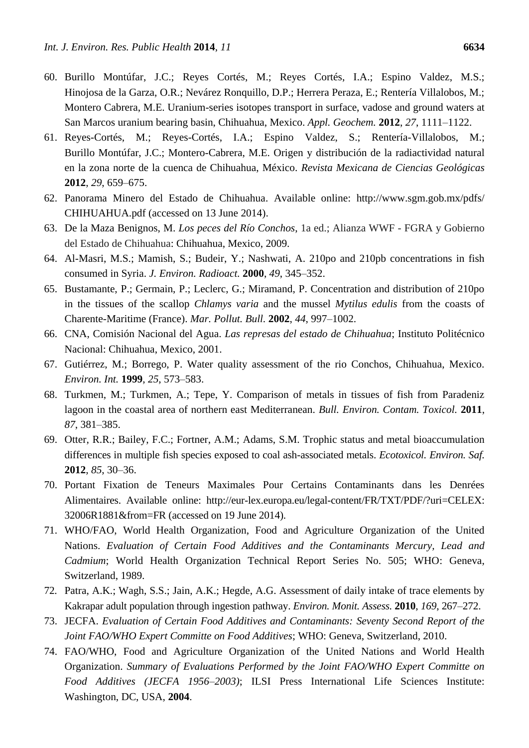60. Burillo Montúfar, J.C.; Reyes Cortés, M.; Reyes Cortés, I.A.; Espino Valdez, M.S.; Hinojosa de la Garza, O.R.; Nevárez Ronquillo, D.P.; Herrera Peraza, E.; Rentería Villalobos, M.; Montero Cabrera, M.E. Uranium-series isotopes transport in surface, vadose and ground waters at San Marcos uranium bearing basin, Chihuahua, Mexico. *Appl. Geochem.* **2012**, *27*, 1111–1122.
61. Reyes-Cortés, M.; Reyes-Cortés, I.A.; Espino Valdez, S.; Rentería-Villalobos, M.; Burillo Montúfar, J.C.; Montero-Cabrera, M.E. Origen y distribución de la radiactividad natural en la zona norte de la cuenca de Chihuahua, México. *Revista Mexicana de Ciencias Geológicas* **2012**, *29*, 659–675.
62. Panorama Minero del Estado de Chihuahua. Available online: http://www.sgm.gob.mx/pdfs/CHIHUAHUA.pdf (accessed on 13 June 2014).
63. De la Maza Benignos, M. *Los peces del Río Conchos*, 1a ed.; Alianza WWF - FGRA y Gobierno del Estado de Chihuahua: Chihuahua, Mexico, 2009.
64. Al-Masri, M.S.; Mamish, S.; Budeir, Y.; Nashwati, A. 210po and 210pb concentrations in fish consumed in Syria. *J. Environ. Radioact.* **2000**, *49*, 345–352.
65. Bustamante, P.; Germain, P.; Leclerc, G.; Miramand, P. Concentration and distribution of 210po in the tissues of the scallop *Chlamys varia* and the mussel *Mytilus edulis* from the coasts of Charente-Maritime (France). *Mar. Pollut. Bull.* **2002**, *44*, 997–1002.
66. CNA, Comisión Nacional del Agua. *Las represas del estado de Chihuahua*; Instituto Politécnico Nacional: Chihuahua, Mexico, 2001.
67. Gutiérrez, M.; Borrego, P. Water quality assessment of the rio Conchos, Chihuahua, Mexico. *Environ. Int.* **1999**, *25*, 573–583.
68. Turkmen, M.; Turkmen, A.; Tepe, Y. Comparison of metals in tissues of fish from Paradeniz lagoon in the coastal area of northern east Mediterranean. *Bull. Environ. Contam. Toxicol.* **2011**, *87*, 381–385.
69. Otter, R.R.; Bailey, F.C.; Fortner, A.M.; Adams, S.M. Trophic status and metal bioaccumulation differences in multiple fish species exposed to coal ash-associated metals. *Ecotoxicol. Environ. Saf.* **2012**, *85*, 30–36.
70. Portant Fixation de Teneurs Maximales Pour Certains Contaminants dans les Denrées Alimentaires. Available online: http://eur-lex.europa.eu/legal-content/FR/TXT/PDF/?uri=CELEX:32006R1881&from=FR (accessed on 19 June 2014).
71. WHO/FAO, World Health Organization, Food and Agriculture Organization of the United Nations. *Evaluation of Certain Food Additives and the Contaminants Mercury, Lead and Cadmium*; World Health Organization Technical Report Series No. 505; WHO: Geneva, Switzerland, 1989.
72. Patra, A.K.; Wagh, S.S.; Jain, A.K.; Hegde, A.G. Assessment of daily intake of trace elements by Kakrapar adult population through ingestion pathway. *Environ. Monit. Assess.* **2010**, *169*, 267–272.
73. JECFA. *Evaluation of Certain Food Additives and Contaminants: Seventy Second Report of the Joint FAO/WHO Expert Committe on Food Additives*; WHO: Geneva, Switzerland, 2010.
74. FAO/WHO, Food and Agriculture Organization of the United Nations and World Health Organization. *Summary of Evaluations Performed by the Joint FAO/WHO Expert Committe on Food Additives (JECFA 1956–2003)*; ILSI Press International Life Sciences Institute: Washington, DC, USA, **2004**.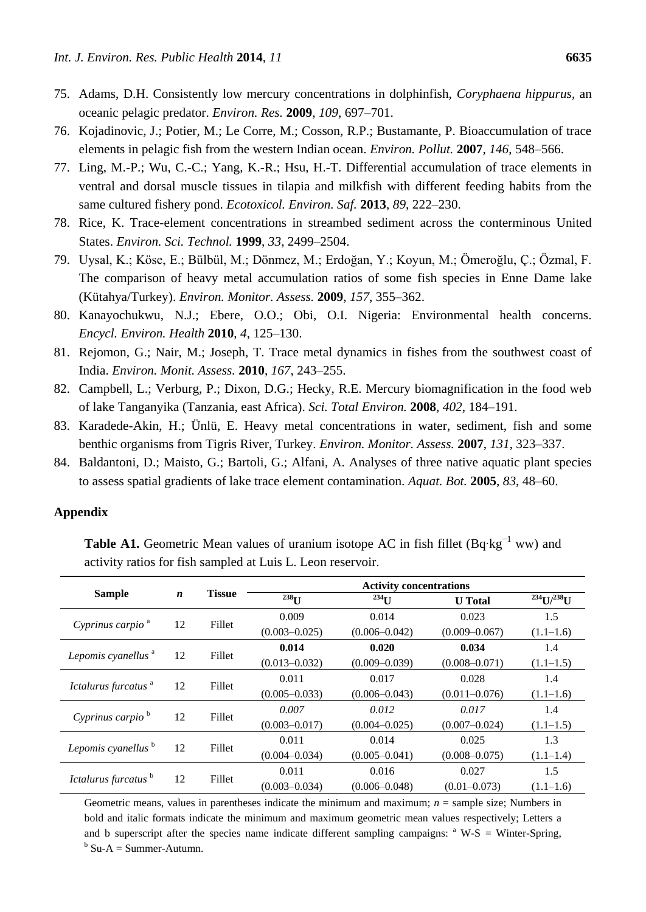75. Adams, D.H. Consistently low mercury concentrations in dolphinfish, *Coryphaena hippurus*, an oceanic pelagic predator. *Environ. Res.* **2009**, *109*, 697–701.
76. Kojadinovic, J.; Potier, M.; Le Corre, M.; Cosson, R.P.; Bustamante, P. Bioaccumulation of trace elements in pelagic fish from the western Indian ocean. *Environ. Pollut.* **2007**, *146*, 548–566.
77. Ling, M.-P.; Wu, C.-C.; Yang, K.-R.; Hsu, H.-T. Differential accumulation of trace elements in ventral and dorsal muscle tissues in tilapia and milkfish with different feeding habits from the same cultured fishery pond. *Ecotoxicol. Environ. Saf.* **2013**, *89*, 222–230.
78. Rice, K. Trace-element concentrations in streambed sediment across the conterminous United States. *Environ. Sci. Technol.* **1999**, *33*, 2499–2504.
79. Uysal, K.; Köse, E.; Bülbül, M.; Dönmez, M.; Erdoğan, Y.; Koyun, M.; Ömeroğlu, Ç.; Özmal, F. The comparison of heavy metal accumulation ratios of some fish species in Enne Dame lake (Kütahya/Turkey). *Environ. Monitor. Assess.* **2009**, *157*, 355–362.
80. Kanayochukwu, N.J.; Ebere, O.O.; Obi, O.I. Nigeria: Environmental health concerns. *Encycl. Environ. Health* **2010**, *4*, 125–130.
81. Rejomon, G.; Nair, M.; Joseph, T. Trace metal dynamics in fishes from the southwest coast of India. *Environ. Monit. Assess.* **2010**, *167*, 243–255.
82. Campbell, L.; Verburg, P.; Dixon, D.G.; Hecky, R.E. Mercury biomagnification in the food web of lake Tanganyika (Tanzania, east Africa). *Sci. Total Environ.* **2008**, *402*, 184–191.
83. Karadede-Akin, H.; Ünlü, E. Heavy metal concentrations in water, sediment, fish and some benthic organisms from Tigris River, Turkey. *Environ. Monitor. Assess.* **2007**, *131*, 323–337.
84. Baldantoni, D.; Maisto, G.; Bartoli, G.; Alfani, A. Analyses of three native aquatic plant species to assess spatial gradients of lake trace element contamination. *Aquat. Bot.* **2005**, *83*, 48–60.

## Appendix

**Table A1.** Geometric Mean values of uranium isotope AC in fish fillet ($Bq \cdot kg^{-1}$ ww) and activity ratios for fish sampled at Luis L. Leon reservoir.

| Sample | *n* | Tissue | Activity concentrations | | | |
|---|---|---|---|---|---|---|
| | | | $^{238}U$ | $^{234}U$ | U Total | $^{234}U/^{238}U$ |
| *Cyprinus carpio* [a] | 12 | Fillet | 0.009 (0.003–0.025) | 0.014 (0.006–0.042) | 0.023 (0.009–0.067) | 1.5 (1.1–1.6) |
| *Lepomis cyanellus* [a] | 12 | Fillet | **0.014** (0.013–0.032) | **0.020** (0.009–0.039) | **0.034** (0.008–0.071) | 1.4 (1.1–1.5) |
| *Ictalurus furcatus* [a] | 12 | Fillet | 0.011 (0.005–0.033) | 0.017 (0.006–0.043) | 0.028 (0.011–0.076) | 1.4 (1.1–1.6) |
| *Cyprinus carpio* [b] | 12 | Fillet | *0.007* (0.003–0.017) | *0.012* (0.004–0.025) | *0.017* (0.007–0.024) | 1.4 (1.1–1.5) |
| *Lepomis cyanellus* [b] | 12 | Fillet | 0.011 (0.004–0.034) | 0.014 (0.005–0.041) | 0.025 (0.008–0.075) | 1.3 (1.1–1.4) |
| *Ictalurus furcatus* [b] | 12 | Fillet | 0.011 (0.003–0.034) | 0.016 (0.006–0.048) | 0.027 (0.01–0.073) | 1.5 (1.1–1.6) |

Geometric means, values in parentheses indicate the minimum and maximum; *n* = sample size; Numbers in bold and italic formats indicate the minimum and maximum geometric mean values respectively; Letters a and b superscript after the species name indicate different sampling campaigns: [a] W-S = Winter-Spring, [b] Su-A = Summer-Autumn.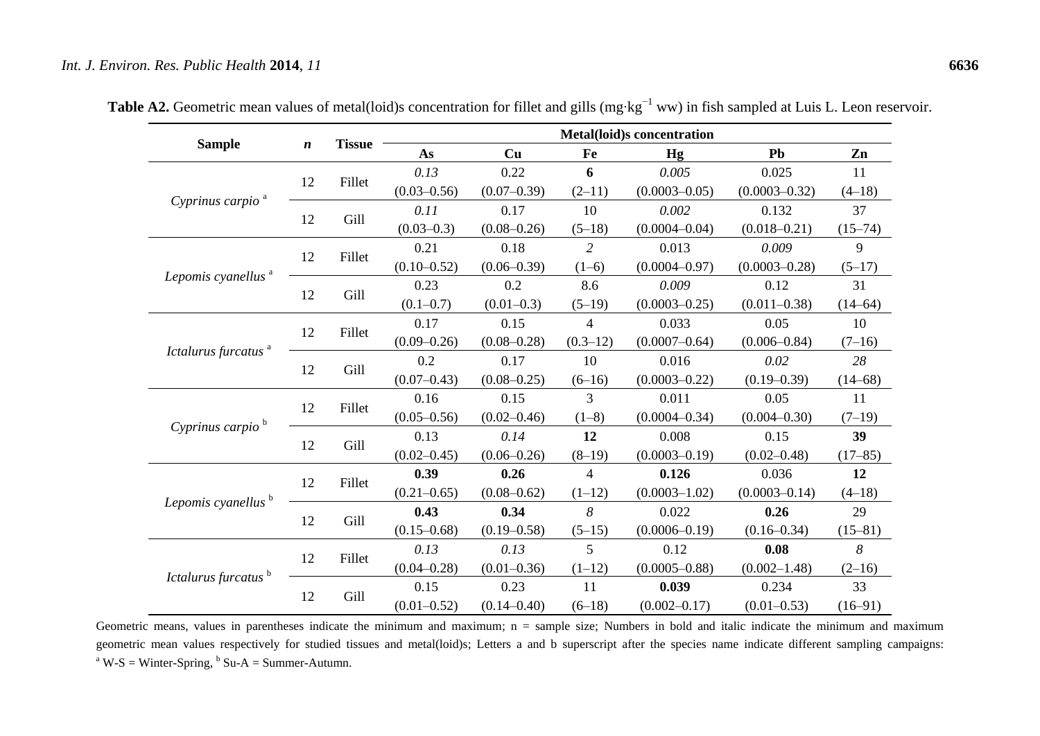**Table A2.** Geometric mean values of metal(loid)s concentration for fillet and gills (mg·kg$^{-1}$ ww) in fish sampled at Luis L. Leon reservoir.

| Sample | *n* | Tissue | Metal(loid)s concentration | | | | | |
|---|---|---|---|---|---|---|---|---|
| | | | As | Cu | Fe | Hg | Pb | Zn |
| *Cyprinus carpio* [a] | 12 | Fillet | *0.13* (0.03–0.56) | 0.22 (0.07–0.39) | **6** (2–11) | *0.005* (0.0003–0.05) | 0.025 (0.0003–0.32) | 11 (4–18) |
| | 12 | Gill | *0.11* (0.03–0.3) | 0.17 (0.08–0.26) | 10 (5–18) | *0.002* (0.0004–0.04) | 0.132 (0.018–0.21) | 37 (15–74) |
| *Lepomis cyanellus* [a] | 12 | Fillet | 0.21 (0.10–0.52) | 0.18 (0.06–0.39) | *2* (1–6) | 0.013 (0.0004–0.97) | *0.009* (0.0003–0.28) | 9 (5–17) |
| | 12 | Gill | 0.23 (0.1–0.7) | 0.2 (0.01–0.3) | 8.6 (5–19) | *0.009* (0.0003–0.25) | 0.12 (0.011–0.38) | 31 (14–64) |
| *Ictalurus furcatus* [a] | 12 | Fillet | 0.17 (0.09–0.26) | 0.15 (0.08–0.28) | 4 (0.3–12) | 0.033 (0.0007–0.64) | 0.05 (0.006–0.84) | 10 (7–16) |
| | 12 | Gill | 0.2 (0.07–0.43) | 0.17 (0.08–0.25) | 10 (6–16) | 0.016 (0.0003–0.22) | *0.02* (0.19–0.39) | *28* (14–68) |
| *Cyprinus carpio* [b] | 12 | Fillet | 0.16 (0.05–0.56) | 0.15 (0.02–0.46) | 3 (1–8) | 0.011 (0.0004–0.34) | 0.05 (0.004–0.30) | 11 (7–19) |
| | 12 | Gill | 0.13 (0.02–0.45) | *0.14* (0.06–0.26) | **12** (8–19) | 0.008 (0.0003–0.19) | 0.15 (0.02–0.48) | **39** (17–85) |
| *Lepomis cyanellus* [b] | 12 | Fillet | **0.39** (0.21–0.65) | **0.26** (0.08–0.62) | 4 (1–12) | **0.126** (0.0003–1.02) | 0.036 (0.0003–0.14) | **12** (4–18) |
| | 12 | Gill | **0.43** (0.15–0.68) | **0.34** (0.19–0.58) | *8* (5–15) | 0.022 (0.0006–0.19) | **0.26** (0.16–0.34) | 29 (15–81) |
| *Ictalurus furcatus* [b] | 12 | Fillet | *0.13* (0.04–0.28) | *0.13* (0.01–0.36) | 5 (1–12) | 0.12 (0.0005–0.88) | **0.08** (0.002–1.48) | *8* (2–16) |
| | 12 | Gill | 0.15 (0.01–0.52) | 0.23 (0.14–0.40) | 11 (6–18) | **0.039** (0.002–0.17) | 0.234 (0.01–0.53) | 33 (16–91) |

Geometric means, values in parentheses indicate the minimum and maximum; n = sample size; Numbers in bold and italic indicate the minimum and maximum geometric mean values respectively for studied tissues and metal(loid)s; Letters a and b superscript after the species name indicate different sampling campaigns: [a] W-S = Winter-Spring, [b] Su-A = Summer-Autumn.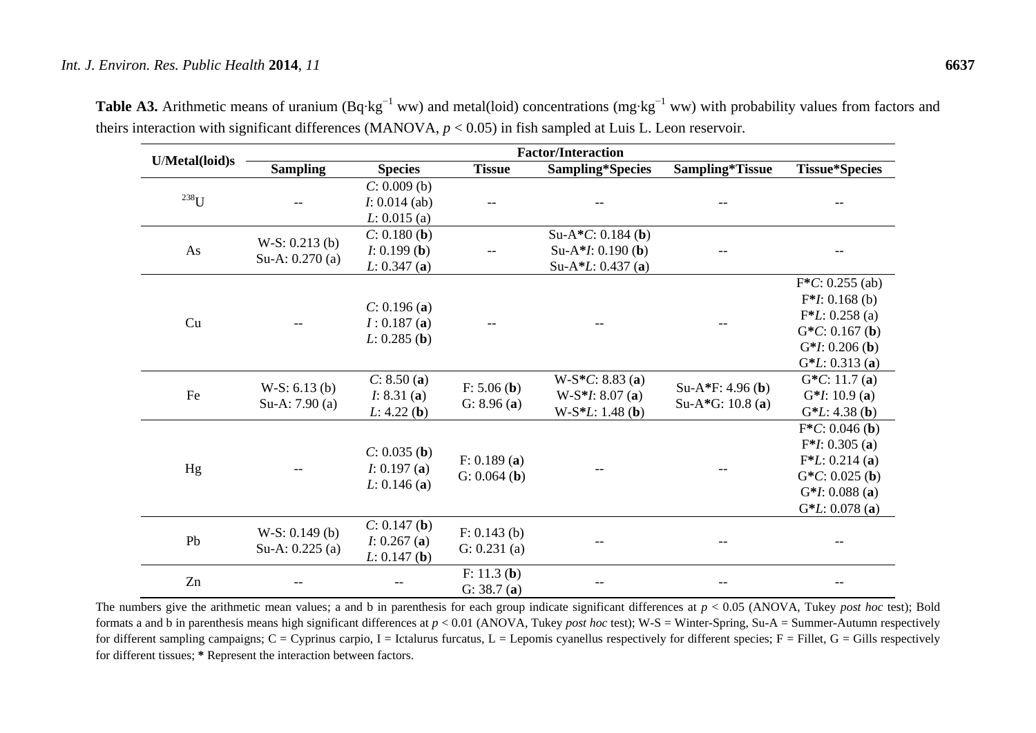**Table A3.** Arithmetic means of uranium (Bq·kg$^{-1}$ ww) and metal(loid) concentrations (mg·kg$^{-1}$ ww) with probability values from factors and theirs interaction with significant differences (MANOVA, $p < 0.05$) in fish sampled at Luis L. Leon reservoir.

| U/Metal(loid)s | Factor/Interaction | | | | | |
|---|---|---|---|---|---|---|
| | **Sampling** | **Species** | **Tissue** | **Sampling*Species** | **Sampling*Tissue** | **Tissue*Species** |
| $^{238}$U | -- | *C*: 0.009 (b)<br>*I*: 0.014 (ab)<br>*L*: 0.015 (a) | -- | -- | -- | -- |
| As | W-S: 0.213 (b)<br>Su-A: 0.270 (a) | *C*: 0.180 (**b**)<br>*I*: 0.199 (**b**)<br>*L*: 0.347 (**a**) | -- | Su-A*C: 0.184 (**b**)<br>Su-A*I: 0.190 (**b**)<br>Su-A*L: 0.437 (**a**) | -- | -- |
| Cu | -- | *C*: 0.196 (**a**)<br>*I* : 0.187 (**a**)<br>*L*: 0.285 (**b**) | -- | -- | -- | F*C: 0.255 (ab)<br>F*I: 0.168 (b)<br>F*L: 0.258 (a)<br>G*C: 0.167 (**b**)<br>G*I: 0.206 (**b**)<br>G*L: 0.313 (**a**) |
| Fe | W-S: 6.13 (b)<br>Su-A: 7.90 (a) | *C*: 8.50 (**a**)<br>*I*: 8.31 (**a**)<br>*L*: 4.22 (**b**) | F: 5.06 (**b**)<br>G: 8.96 (**a**) | W-S*C: 8.83 (**a**)<br>W-S*I: 8.07 (**a**)<br>W-S*L: 1.48 (**b**) | Su-A*F: 4.96 (**b**)<br>Su-A*G: 10.8 (**a**) | G*C: 11.7 (**a**)<br>G*I: 10.9 (**a**)<br>G*L: 4.38 (**b**) |
| Hg | -- | *C*: 0.035 (**b**)<br>*I*: 0.197 (**a**)<br>*L*: 0.146 (**a**) | F: 0.189 (**a**)<br>G: 0.064 (**b**) | -- | -- | F*C: 0.046 (**b**)<br>F*I: 0.305 (**a**)<br>F*L: 0.214 (**a**)<br>G*C: 0.025 (**b**)<br>G*I: 0.088 (**a**)<br>G*L: 0.078 (**a**) |
| Pb | W-S: 0.149 (b)<br>Su-A: 0.225 (a) | *C*: 0.147 (**b**)<br>*I*: 0.267 (**a**)<br>*L*: 0.147 (**b**) | F: 0.143 (b)<br>G: 0.231 (a) | -- | -- | -- |
| Zn | -- | -- | F: 11.3 (**b**)<br>G: 38.7 (**a**) | -- | -- | -- |

The numbers give the arithmetic mean values; a and b in parenthesis for each group indicate significant differences at $p < 0.05$ (ANOVA, Tukey *post hoc* test); Bold formats a and b in parenthesis means high significant differences at $p < 0.01$ (ANOVA, Tukey *post hoc* test); W-S = Winter-Spring, Su-A = Summer-Autumn respectively for different sampling campaigns; C = Cyprinus carpio, I = Ictalurus furcatus, L = Lepomis cyanellus respectively for different species; F = Fillet, G = Gills respectively for different tissues; * Represent the interaction between factors.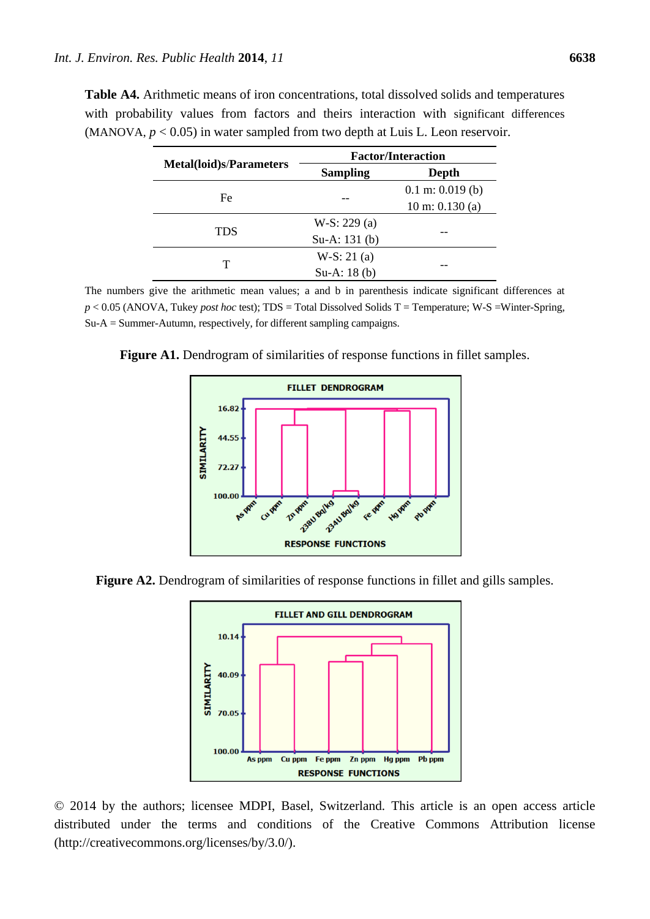**Table A4.** Arithmetic means of iron concentrations, total dissolved solids and temperatures with probability values from factors and theirs interaction with significant differences (MANOVA, $p < 0.05$) in water sampled from two depth at Luis L. Leon reservoir.

| Metal(loid)s/Parameters | Factor/Interaction | |
|---|---|---|
| | Sampling | Depth |
| Fe | -- | 0.1 m: 0.019 (b)<br>10 m: 0.130 (a) |
| TDS | W-S: 229 (a)<br>Su-A: 131 (b) | -- |
| T | W-S: 21 (a)<br>Su-A: 18 (b) | -- |

The numbers give the arithmetic mean values; a and b in parenthesis indicate significant differences at $p < 0.05$ (ANOVA, Tukey *post hoc* test); TDS = Total Dissolved Solids T = Temperature; W-S =Winter-Spring, Su-A = Summer-Autumn, respectively, for different sampling campaigns.

**Figure A1.** Dendrogram of similarities of response functions in fillet samples.

FILLET DENDROGRAM
SIMILARITY
16.82
44.55
72.27
100.00
As ppm
Cu ppm
Zn ppm
238U Bq/kg
234U Bq/kg
Fe ppm
Hg ppm
Pb ppm
RESPONSE FUNCTIONS

**Figure A2.** Dendrogram of similarities of response functions in fillet and gills samples.

FILLET AND GILL DENDROGRAM
SIMILARITY
10.14
40.09
70.05
100.00
As ppm
Cu ppm
Fe ppm
Zn ppm
Hg ppm
Pb ppm
RESPONSE FUNCTIONS

© 2014 by the authors; licensee MDPI, Basel, Switzerland. This article is an open access article distributed under the terms and conditions of the Creative Commons Attribution license (http://creativecommons.org/licenses/by/3.0/).